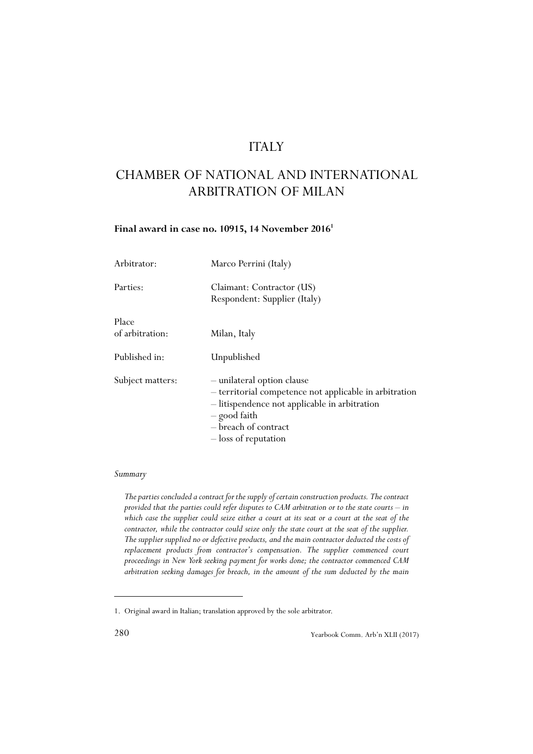# ITALY

## CHAMBER OF NATIONAL AND INTERNATIONAL ARBITRATION OF MILAN

**Final award in case no. 10915, 14 November 2016**[1]

| | |
|---|---|
| Arbitrator: | Marco Perrini (Italy) |
| Parties: | Claimant: Contractor (US)<br>Respondent: Supplier (Italy) |
| Place of arbitration: | Milan, Italy |
| Published in: | Unpublished |
| Subject matters: | – unilateral option clause<br>– territorial competence not applicable in arbitration<br>– litispendence not applicable in arbitration<br>– good faith<br>– breach of contract<br>– loss of reputation |

*Summary*

*The parties concluded a contract for the supply of certain construction products. The contract provided that the parties could refer disputes to CAM arbitration or to the state courts – in which case the supplier could seize either a court at its seat or a court at the seat of the contractor, while the contractor could seize only the state court at the seat of the supplier. The supplier supplied no or defective products, and the main contractor deducted the costs of replacement products from contractor's compensation. The supplier commenced court proceedings in New York seeking payment for works done; the contractor commenced CAM arbitration seeking damages for breach, in the amount of the sum deducted by the main*

1. Original award in Italian; translation approved by the sole arbitrator.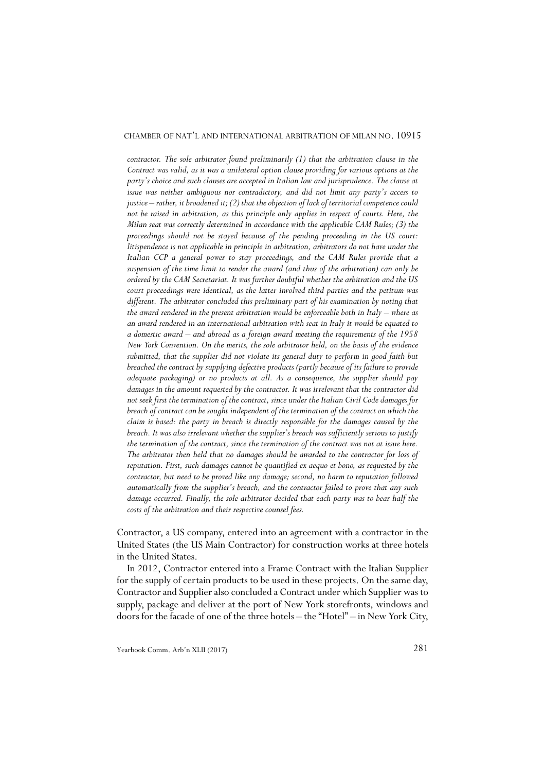*contractor. The sole arbitrator found preliminarily (1) that the arbitration clause in the Contract was valid, as it was a unilateral option clause providing for various options at the party's choice and such clauses are accepted in Italian law and jurisprudence. The clause at issue was neither ambiguous nor contradictory, and did not limit any party's access to justice – rather, it broadened it; (2) that the objection of lack of territorial competence could not be raised in arbitration, as this principle only applies in respect of courts. Here, the Milan seat was correctly determined in accordance with the applicable CAM Rules; (3) the proceedings should not be stayed because of the pending proceeding in the US court: litispendence is not applicable in principle in arbitration, arbitrators do not have under the Italian CCP a general power to stay proceedings, and the CAM Rules provide that a suspension of the time limit to render the award (and thus of the arbitration) can only be ordered by the CAM Secretariat. It was further doubtful whether the arbitration and the US court proceedings were identical, as the latter involved third parties and the petitum was different. The arbitrator concluded this preliminary part of his examination by noting that the award rendered in the present arbitration would be enforceable both in Italy – where as an award rendered in an international arbitration with seat in Italy it would be equated to a domestic award – and abroad as a foreign award meeting the requirements of the 1958 New York Convention. On the merits, the sole arbitrator held, on the basis of the evidence submitted, that the supplier did not violate its general duty to perform in good faith but breached the contract by supplying defective products (partly because of its failure to provide adequate packaging) or no products at all. As a consequence, the supplier should pay damages in the amount requested by the contractor. It was irrelevant that the contractor did not seek first the termination of the contract, since under the Italian Civil Code damages for breach of contract can be sought independent of the termination of the contract on which the claim is based: the party in breach is directly responsible for the damages caused by the breach. It was also irrelevant whether the supplier's breach was sufficiently serious to justify the termination of the contract, since the termination of the contract was not at issue here. The arbitrator then held that no damages should be awarded to the contractor for loss of reputation. First, such damages cannot be quantified ex aequo et bono, as requested by the contractor, but need to be proved like any damage; second, no harm to reputation followed automatically from the supplier's breach, and the contractor failed to prove that any such damage occurred. Finally, the sole arbitrator decided that each party was to bear half the costs of the arbitration and their respective counsel fees.*

Contractor, a US company, entered into an agreement with a contractor in the United States (the US Main Contractor) for construction works at three hotels in the United States.

In 2012, Contractor entered into a Frame Contract with the Italian Supplier for the supply of certain products to be used in these projects. On the same day, Contractor and Supplier also concluded a Contract under which Supplier was to supply, package and deliver at the port of New York storefronts, windows and doors for the facade of one of the three hotels – the "Hotel" – in New York City,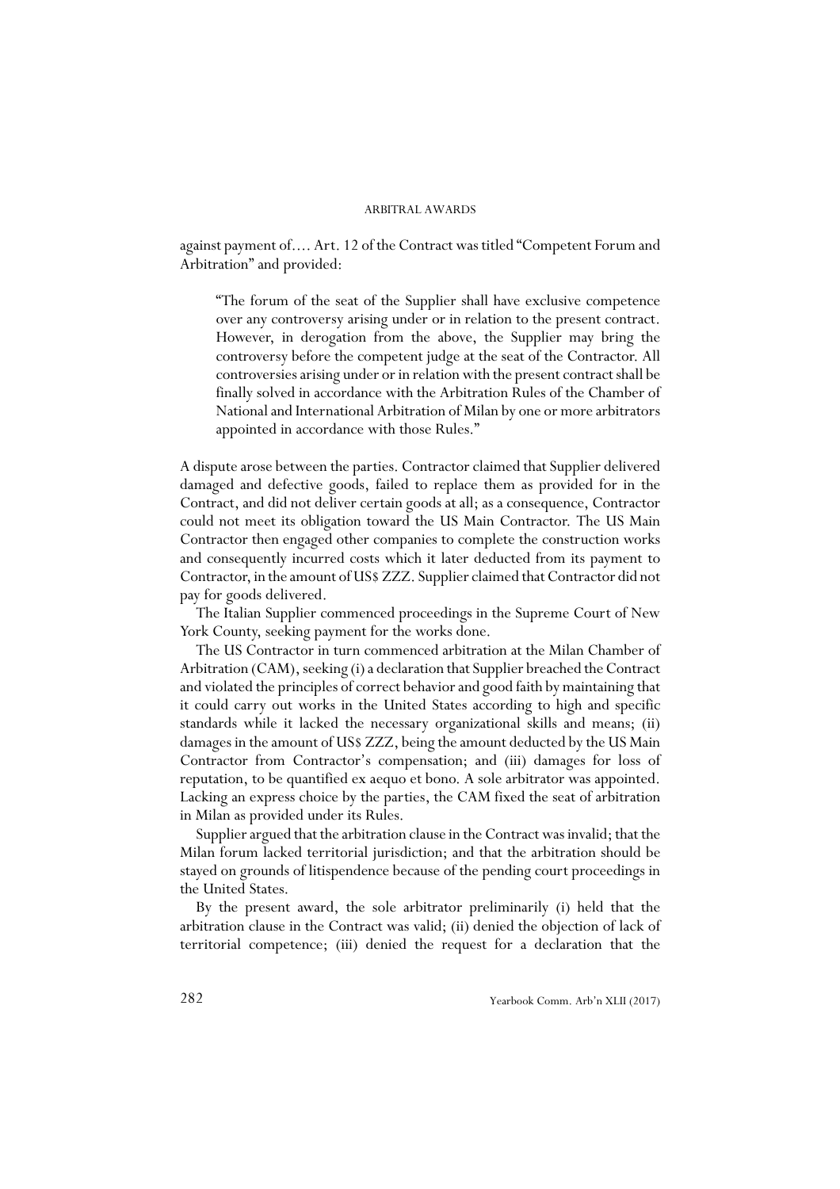against payment of.... Art. 12 of the Contract was titled "Competent Forum and Arbitration" and provided:

> "The forum of the seat of the Supplier shall have exclusive competence over any controversy arising under or in relation to the present contract. However, in derogation from the above, the Supplier may bring the controversy before the competent judge at the seat of the Contractor. All controversies arising under or in relation with the present contract shall be finally solved in accordance with the Arbitration Rules of the Chamber of National and International Arbitration of Milan by one or more arbitrators appointed in accordance with those Rules."

A dispute arose between the parties. Contractor claimed that Supplier delivered damaged and defective goods, failed to replace them as provided for in the Contract, and did not deliver certain goods at all; as a consequence, Contractor could not meet its obligation toward the US Main Contractor. The US Main Contractor then engaged other companies to complete the construction works and consequently incurred costs which it later deducted from its payment to Contractor, in the amount of US$ ZZZ. Supplier claimed that Contractor did not pay for goods delivered.

The Italian Supplier commenced proceedings in the Supreme Court of New York County, seeking payment for the works done.

The US Contractor in turn commenced arbitration at the Milan Chamber of Arbitration (CAM), seeking (i) a declaration that Supplier breached the Contract and violated the principles of correct behavior and good faith by maintaining that it could carry out works in the United States according to high and specific standards while it lacked the necessary organizational skills and means; (ii) damages in the amount of US$ ZZZ, being the amount deducted by the US Main Contractor from Contractor's compensation; and (iii) damages for loss of reputation, to be quantified ex aequo et bono. A sole arbitrator was appointed. Lacking an express choice by the parties, the CAM fixed the seat of arbitration in Milan as provided under its Rules.

Supplier argued that the arbitration clause in the Contract was invalid; that the Milan forum lacked territorial jurisdiction; and that the arbitration should be stayed on grounds of litispendence because of the pending court proceedings in the United States.

By the present award, the sole arbitrator preliminarily (i) held that the arbitration clause in the Contract was valid; (ii) denied the objection of lack of territorial competence; (iii) denied the request for a declaration that the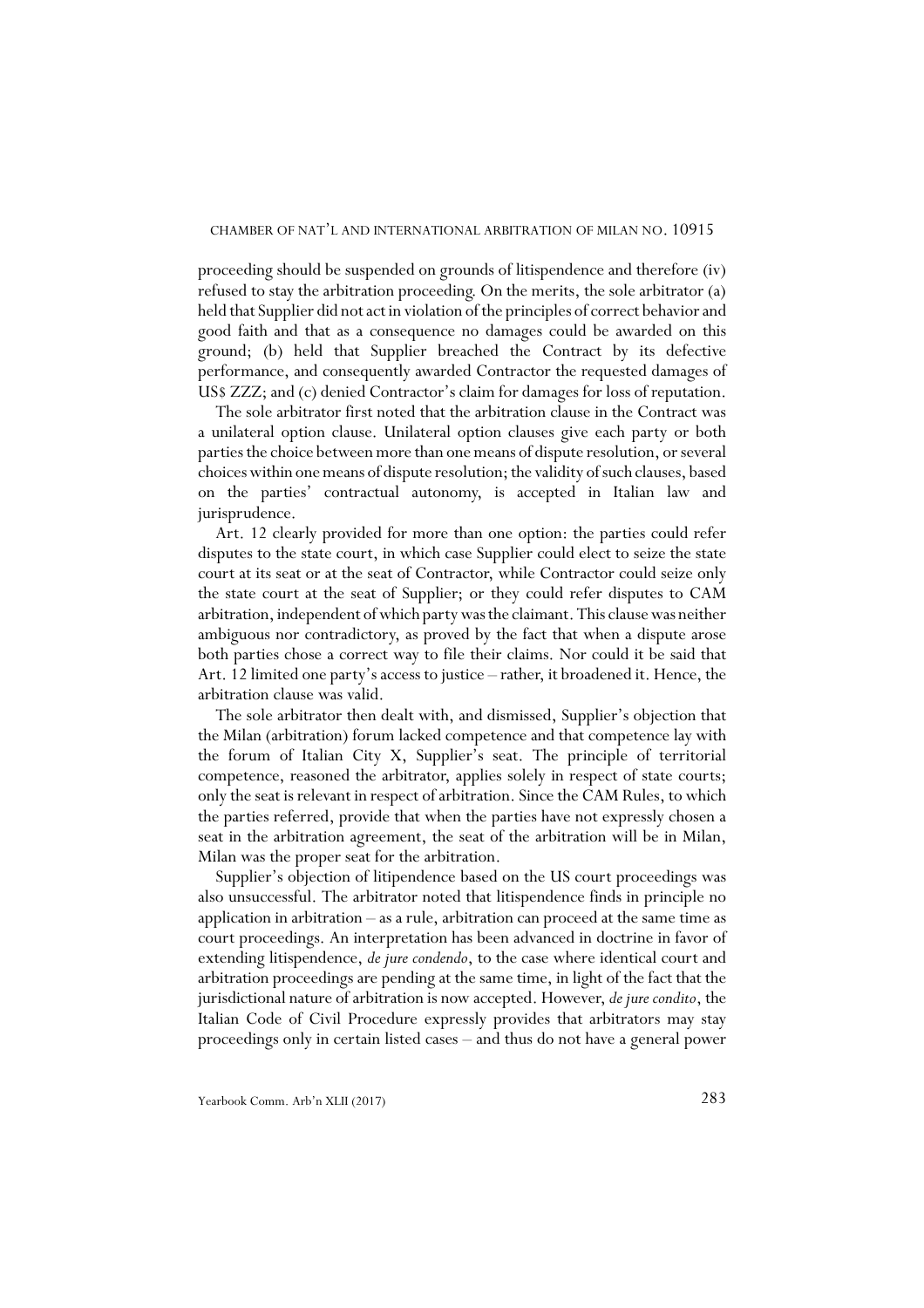proceeding should be suspended on grounds of litispendence and therefore (iv) refused to stay the arbitration proceeding. On the merits, the sole arbitrator (a) held that Supplier did not act in violation of the principles of correct behavior and good faith and that as a consequence no damages could be awarded on this ground; (b) held that Supplier breached the Contract by its defective performance, and consequently awarded Contractor the requested damages of US$ ZZZ; and (c) denied Contractor's claim for damages for loss of reputation.

The sole arbitrator first noted that the arbitration clause in the Contract was a unilateral option clause. Unilateral option clauses give each party or both parties the choice between more than one means of dispute resolution, or several choices within one means of dispute resolution; the validity of such clauses, based on the parties' contractual autonomy, is accepted in Italian law and jurisprudence.

Art. 12 clearly provided for more than one option: the parties could refer disputes to the state court, in which case Supplier could elect to seize the state court at its seat or at the seat of Contractor, while Contractor could seize only the state court at the seat of Supplier; or they could refer disputes to CAM arbitration, independent of which party was the claimant. This clause was neither ambiguous nor contradictory, as proved by the fact that when a dispute arose both parties chose a correct way to file their claims. Nor could it be said that Art. 12 limited one party's access to justice – rather, it broadened it. Hence, the arbitration clause was valid.

The sole arbitrator then dealt with, and dismissed, Supplier's objection that the Milan (arbitration) forum lacked competence and that competence lay with the forum of Italian City X, Supplier's seat. The principle of territorial competence, reasoned the arbitrator, applies solely in respect of state courts; only the seat is relevant in respect of arbitration. Since the CAM Rules, to which the parties referred, provide that when the parties have not expressly chosen a seat in the arbitration agreement, the seat of the arbitration will be in Milan, Milan was the proper seat for the arbitration.

Supplier's objection of litipendence based on the US court proceedings was also unsuccessful. The arbitrator noted that litispendence finds in principle no application in arbitration – as a rule, arbitration can proceed at the same time as court proceedings. An interpretation has been advanced in doctrine in favor of extending litispendence, *de jure condendo*, to the case where identical court and arbitration proceedings are pending at the same time, in light of the fact that the jurisdictional nature of arbitration is now accepted. However, *de jure condito*, the Italian Code of Civil Procedure expressly provides that arbitrators may stay proceedings only in certain listed cases – and thus do not have a general power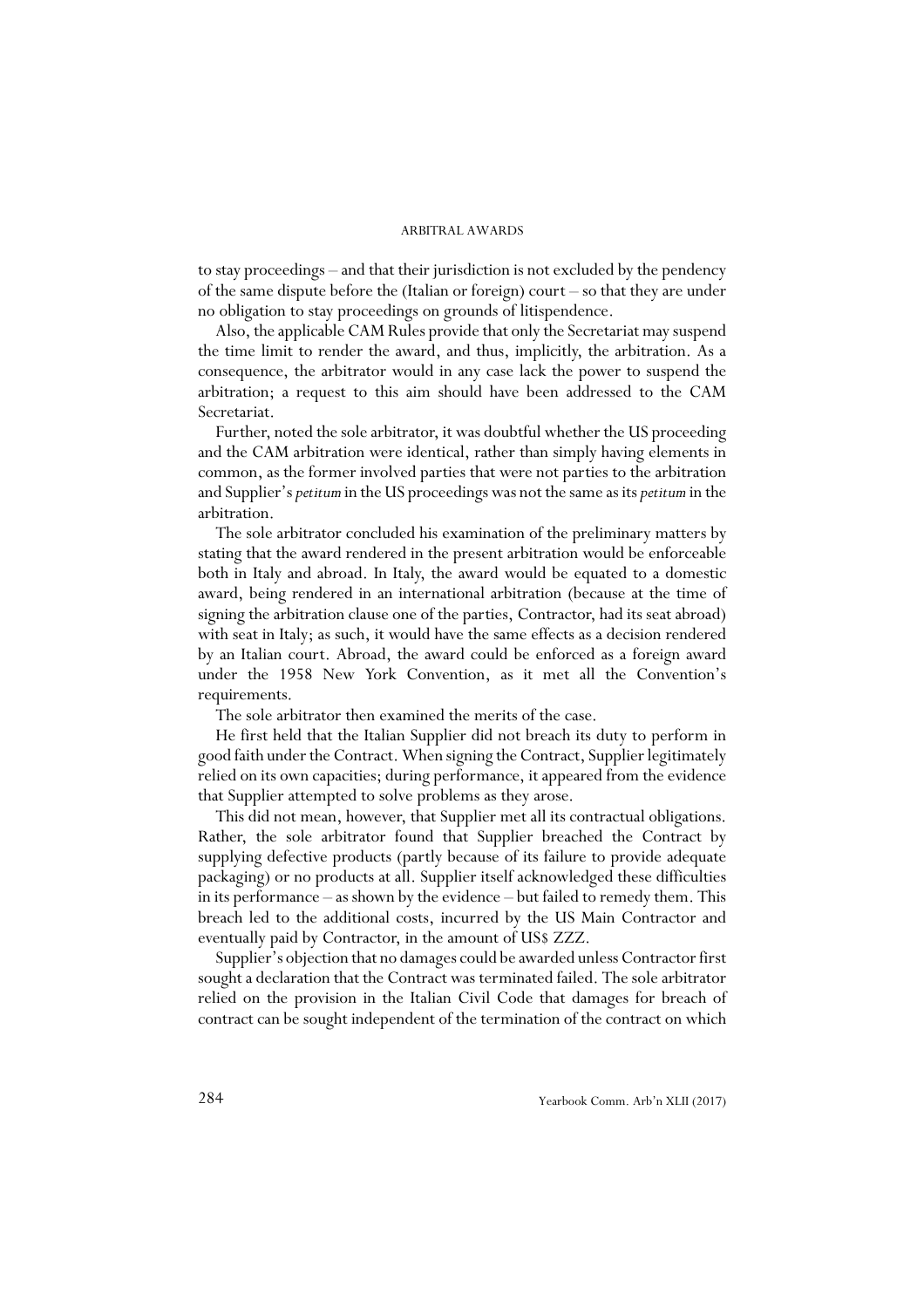to stay proceedings – and that their jurisdiction is not excluded by the pendency of the same dispute before the (Italian or foreign) court – so that they are under no obligation to stay proceedings on grounds of litispendence.

Also, the applicable CAM Rules provide that only the Secretariat may suspend the time limit to render the award, and thus, implicitly, the arbitration. As a consequence, the arbitrator would in any case lack the power to suspend the arbitration; a request to this aim should have been addressed to the CAM Secretariat.

Further, noted the sole arbitrator, it was doubtful whether the US proceeding and the CAM arbitration were identical, rather than simply having elements in common, as the former involved parties that were not parties to the arbitration and Supplier's *petitum* in the US proceedings was not the same as its *petitum* in the arbitration.

The sole arbitrator concluded his examination of the preliminary matters by stating that the award rendered in the present arbitration would be enforceable both in Italy and abroad. In Italy, the award would be equated to a domestic award, being rendered in an international arbitration (because at the time of signing the arbitration clause one of the parties, Contractor, had its seat abroad) with seat in Italy; as such, it would have the same effects as a decision rendered by an Italian court. Abroad, the award could be enforced as a foreign award under the 1958 New York Convention, as it met all the Convention's requirements.

The sole arbitrator then examined the merits of the case.

He first held that the Italian Supplier did not breach its duty to perform in good faith under the Contract. When signing the Contract, Supplier legitimately relied on its own capacities; during performance, it appeared from the evidence that Supplier attempted to solve problems as they arose.

This did not mean, however, that Supplier met all its contractual obligations. Rather, the sole arbitrator found that Supplier breached the Contract by supplying defective products (partly because of its failure to provide adequate packaging) or no products at all. Supplier itself acknowledged these difficulties in its performance – as shown by the evidence – but failed to remedy them. This breach led to the additional costs, incurred by the US Main Contractor and eventually paid by Contractor, in the amount of US$ ZZZ.

Supplier's objection that no damages could be awarded unless Contractor first sought a declaration that the Contract was terminated failed. The sole arbitrator relied on the provision in the Italian Civil Code that damages for breach of contract can be sought independent of the termination of the contract on which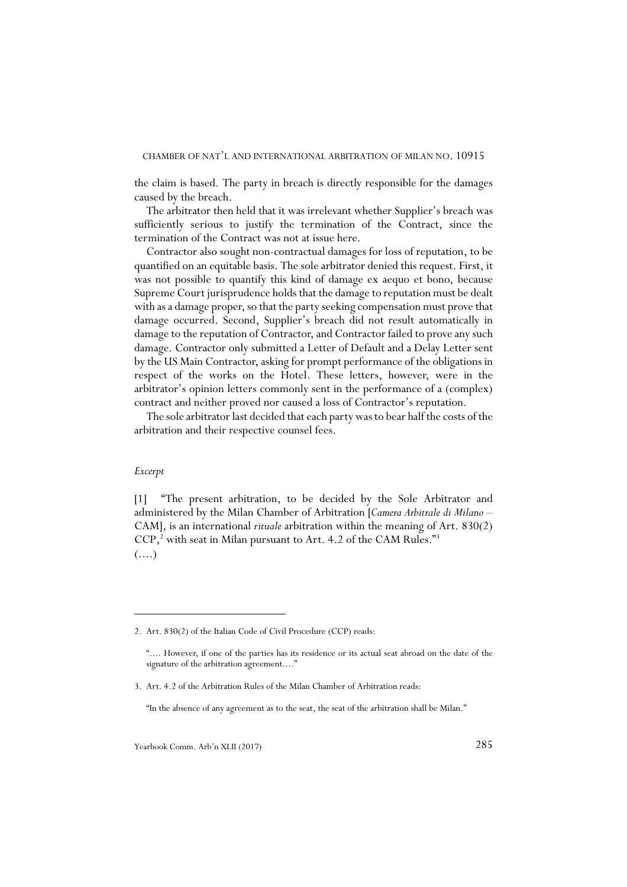the claim is based. The party in breach is directly responsible for the damages caused by the breach.

The arbitrator then held that it was irrelevant whether Supplier's breach was sufficiently serious to justify the termination of the Contract, since the termination of the Contract was not at issue here.

Contractor also sought non-contractual damages for loss of reputation, to be quantified on an equitable basis. The sole arbitrator denied this request. First, it was not possible to quantify this kind of damage ex aequo et bono, because Supreme Court jurisprudence holds that the damage to reputation must be dealt with as a damage proper, so that the party seeking compensation must prove that damage occurred. Second, Supplier's breach did not result automatically in damage to the reputation of Contractor, and Contractor failed to prove any such damage. Contractor only submitted a Letter of Default and a Delay Letter sent by the US Main Contractor, asking for prompt performance of the obligations in respect of the works on the Hotel. These letters, however, were in the arbitrator's opinion letters commonly sent in the performance of a (complex) contract and neither proved nor caused a loss of Contractor's reputation.

The sole arbitrator last decided that each party was to bear half the costs of the arbitration and their respective counsel fees.

*Excerpt*

[1] "The present arbitration, to be decided by the Sole Arbitrator and administered by the Milan Chamber of Arbitration [*Camera Arbitrale di Milano* – CAM], is an international *rituale* arbitration within the meaning of Art. 830(2) CCP,[2] with seat in Milan pursuant to Art. 4.2 of the CAM Rules."[3]

(....)

---

2. Art. 830(2) of the Italian Code of Civil Procedure (CCP) reads:

"…. However, if one of the parties has its residence or its actual seat abroad on the date of the signature of the arbitration agreement…."

3. Art. 4.2 of the Arbitration Rules of the Milan Chamber of Arbitration reads:

"In the absence of any agreement as to the seat, the seat of the arbitration shall be Milan."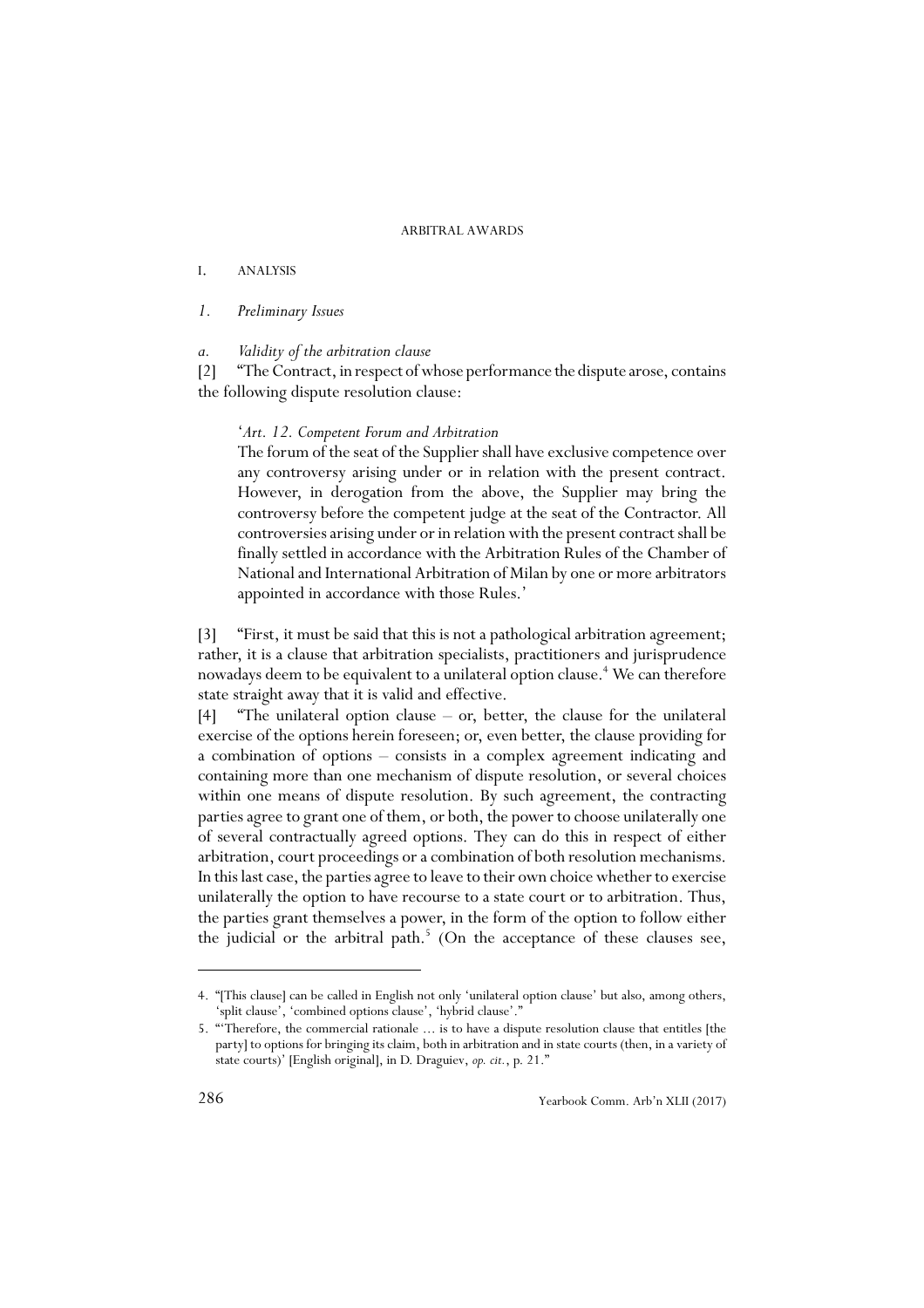## I. ANALYSIS

### *1. Preliminary Issues*

#### *a. Validity of the arbitration clause*

[2] "The Contract, in respect of whose performance the dispute arose, contains the following dispute resolution clause:

> '*Art. 12. Competent Forum and Arbitration*
>
> The forum of the seat of the Supplier shall have exclusive competence over any controversy arising under or in relation with the present contract. However, in derogation from the above, the Supplier may bring the controversy before the competent judge at the seat of the Contractor. All controversies arising under or in relation with the present contract shall be finally settled in accordance with the Arbitration Rules of the Chamber of National and International Arbitration of Milan by one or more arbitrators appointed in accordance with those Rules.'

[3] "First, it must be said that this is not a pathological arbitration agreement; rather, it is a clause that arbitration specialists, practitioners and jurisprudence nowadays deem to be equivalent to a unilateral option clause.[4] We can therefore state straight away that it is valid and effective.

[4] "The unilateral option clause – or, better, the clause for the unilateral exercise of the options herein foreseen; or, even better, the clause providing for a combination of options – consists in a complex agreement indicating and containing more than one mechanism of dispute resolution, or several choices within one means of dispute resolution. By such agreement, the contracting parties agree to grant one of them, or both, the power to choose unilaterally one of several contractually agreed options. They can do this in respect of either arbitration, court proceedings or a combination of both resolution mechanisms. In this last case, the parties agree to leave to their own choice whether to exercise unilaterally the option to have recourse to a state court or to arbitration. Thus, the parties grant themselves a power, in the form of the option to follow either the judicial or the arbitral path.[5] (On the acceptance of these clauses see,

---

4. "[This clause] can be called in English not only 'unilateral option clause' but also, among others, 'split clause', 'combined options clause', 'hybrid clause'."

5. "'Therefore, the commercial rationale ... is to have a dispute resolution clause that entitles [the party] to options for bringing its claim, both in arbitration and in state courts (then, in a variety of state courts)' [English original], in D. Draguiev, *op. cit.*, p. 21."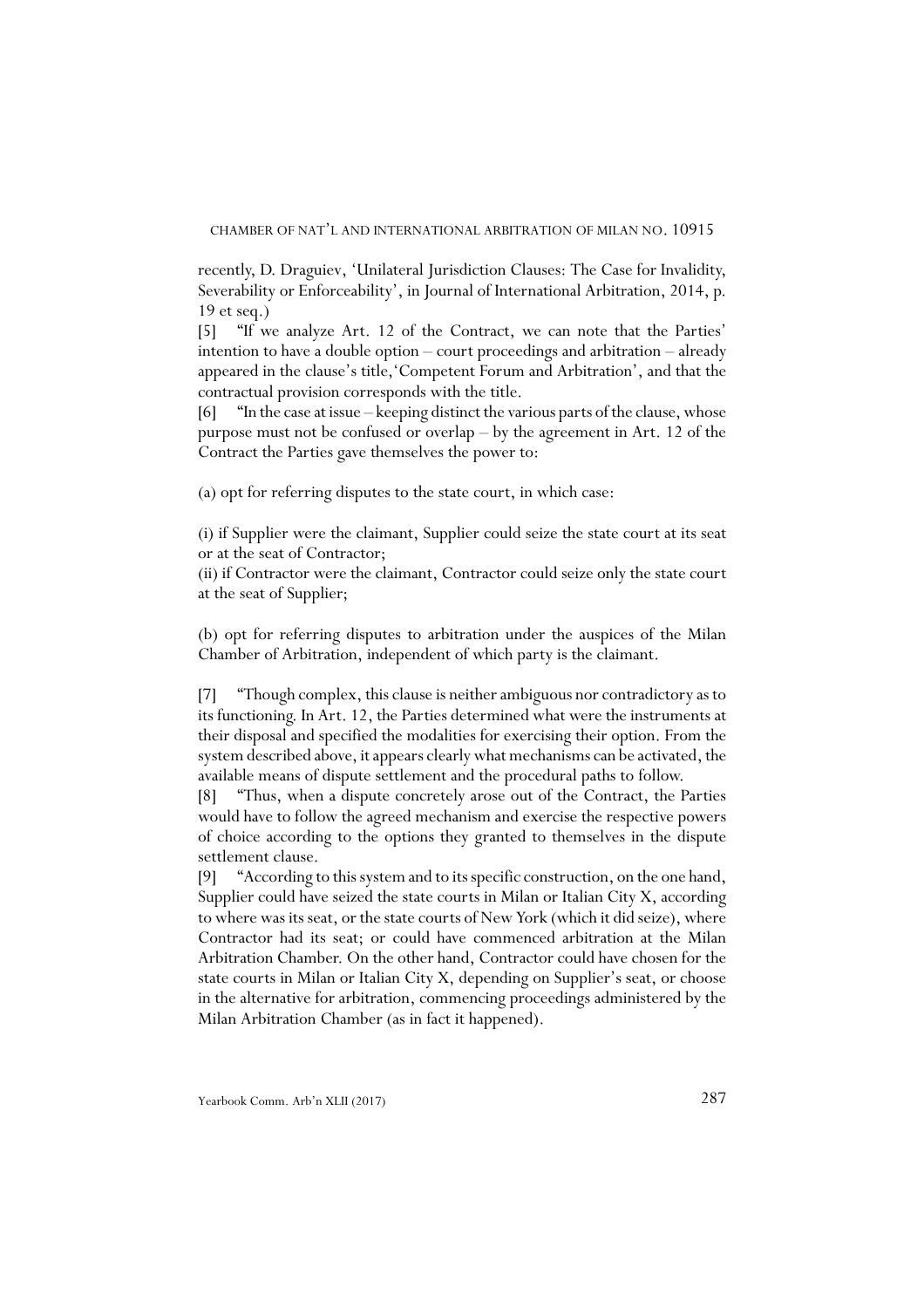recently, D. Draguiev, 'Unilateral Jurisdiction Clauses: The Case for Invalidity, Severability or Enforceability', in Journal of International Arbitration, 2014, p. 19 et seq.)

[5] "If we analyze Art. 12 of the Contract, we can note that the Parties' intention to have a double option – court proceedings and arbitration – already appeared in the clause's title, 'Competent Forum and Arbitration', and that the contractual provision corresponds with the title.

[6] "In the case at issue – keeping distinct the various parts of the clause, whose purpose must not be confused or overlap – by the agreement in Art. 12 of the Contract the Parties gave themselves the power to:

(a) opt for referring disputes to the state court, in which case:

(i) if Supplier were the claimant, Supplier could seize the state court at its seat or at the seat of Contractor;
(ii) if Contractor were the claimant, Contractor could seize only the state court at the seat of Supplier;

(b) opt for referring disputes to arbitration under the auspices of the Milan Chamber of Arbitration, independent of which party is the claimant.

[7] "Though complex, this clause is neither ambiguous nor contradictory as to its functioning. In Art. 12, the Parties determined what were the instruments at their disposal and specified the modalities for exercising their option. From the system described above, it appears clearly what mechanisms can be activated, the available means of dispute settlement and the procedural paths to follow.

[8] "Thus, when a dispute concretely arose out of the Contract, the Parties would have to follow the agreed mechanism and exercise the respective powers of choice according to the options they granted to themselves in the dispute settlement clause.

[9] "According to this system and to its specific construction, on the one hand, Supplier could have seized the state courts in Milan or Italian City X, according to where was its seat, or the state courts of New York (which it did seize), where Contractor had its seat; or could have commenced arbitration at the Milan Arbitration Chamber. On the other hand, Contractor could have chosen for the state courts in Milan or Italian City X, depending on Supplier's seat, or choose in the alternative for arbitration, commencing proceedings administered by the Milan Arbitration Chamber (as in fact it happened).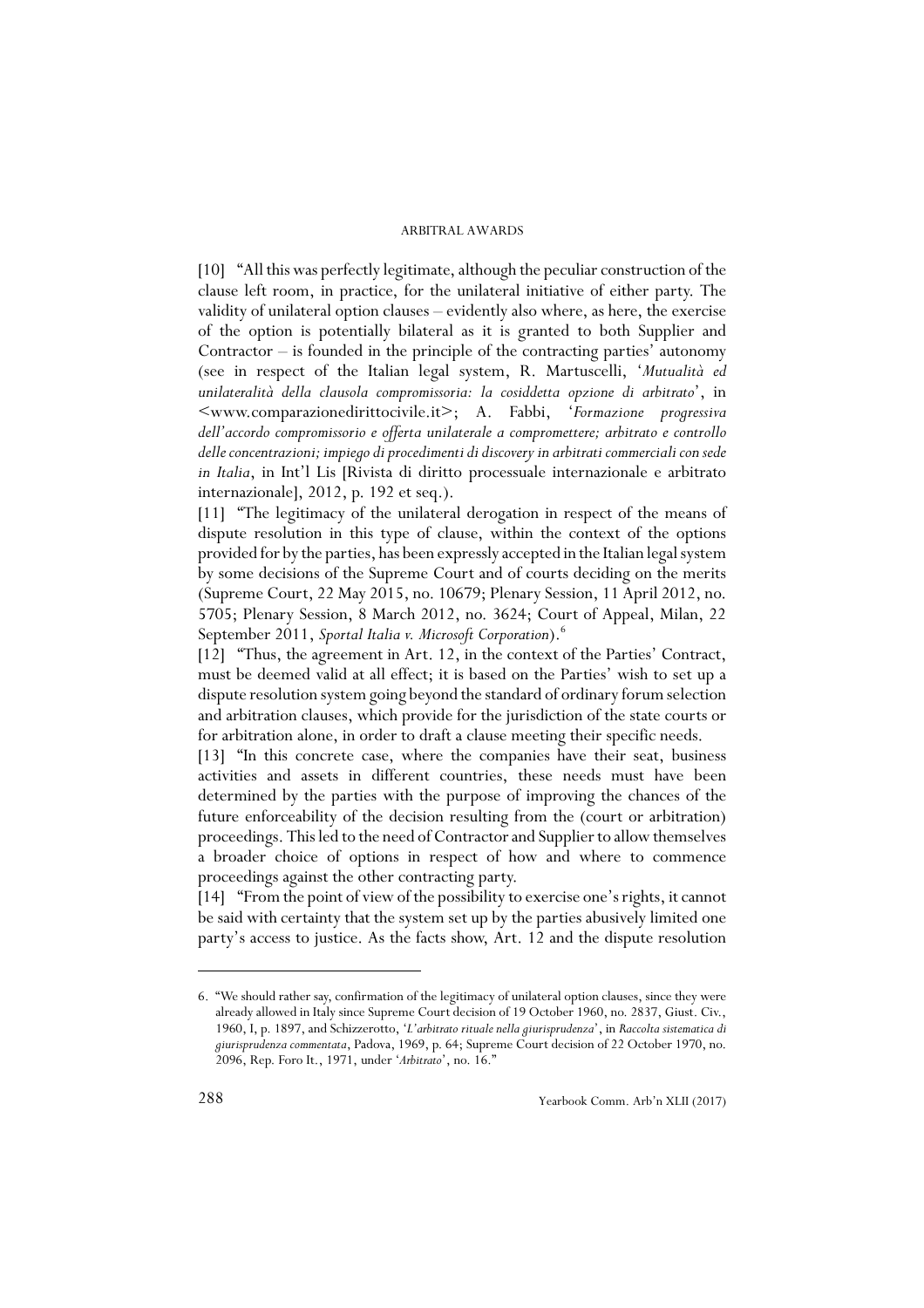[10] "All this was perfectly legitimate, although the peculiar construction of the clause left room, in practice, for the unilateral initiative of either party. The validity of unilateral option clauses – evidently also where, as here, the exercise of the option is potentially bilateral as it is granted to both Supplier and Contractor – is founded in the principle of the contracting parties' autonomy (see in respect of the Italian legal system, R. Martuscelli, '*Mutualità ed unilateralità della clausola compromissoria: la cosiddetta opzione di arbitrato*', in <www.comparazionedirittocivile.it>; A. Fabbi, '*Formazione progressiva dell'accordo compromissorio e offerta unilaterale a compromettere; arbitrato e controllo delle concentrazioni; impiego di procedimenti di discovery in arbitrati commerciali con sede in Italia*, in Int'l Lis [Rivista di diritto processuale internazionale e arbitrato internazionale], 2012, p. 192 et seq.).

[11] "The legitimacy of the unilateral derogation in respect of the means of dispute resolution in this type of clause, within the context of the options provided for by the parties, has been expressly accepted in the Italian legal system by some decisions of the Supreme Court and of courts deciding on the merits (Supreme Court, 22 May 2015, no. 10679; Plenary Session, 11 April 2012, no. 5705; Plenary Session, 8 March 2012, no. 3624; Court of Appeal, Milan, 22 September 2011, *Sportal Italia v. Microsoft Corporation*).[6]

[12] "Thus, the agreement in Art. 12, in the context of the Parties' Contract, must be deemed valid at all effect; it is based on the Parties' wish to set up a dispute resolution system going beyond the standard of ordinary forum selection and arbitration clauses, which provide for the jurisdiction of the state courts or for arbitration alone, in order to draft a clause meeting their specific needs.

[13] "In this concrete case, where the companies have their seat, business activities and assets in different countries, these needs must have been determined by the parties with the purpose of improving the chances of the future enforceability of the decision resulting from the (court or arbitration) proceedings. This led to the need of Contractor and Supplier to allow themselves a broader choice of options in respect of how and where to commence proceedings against the other contracting party.

[14] "From the point of view of the possibility to exercise one's rights, it cannot be said with certainty that the system set up by the parties abusively limited one party's access to justice. As the facts show, Art. 12 and the dispute resolution

---

6. "We should rather say, confirmation of the legitimacy of unilateral option clauses, since they were already allowed in Italy since Supreme Court decision of 19 October 1960, no. 2837, Giust. Civ., 1960, I, p. 1897, and Schizzerotto, '*L'arbitrato rituale nella giurisprudenza*', in *Raccolta sistematica di giurisprudenza commentata*, Padova, 1969, p. 64; Supreme Court decision of 22 October 1970, no. 2096, Rep. Foro It., 1971, under '*Arbitrato*', no. 16."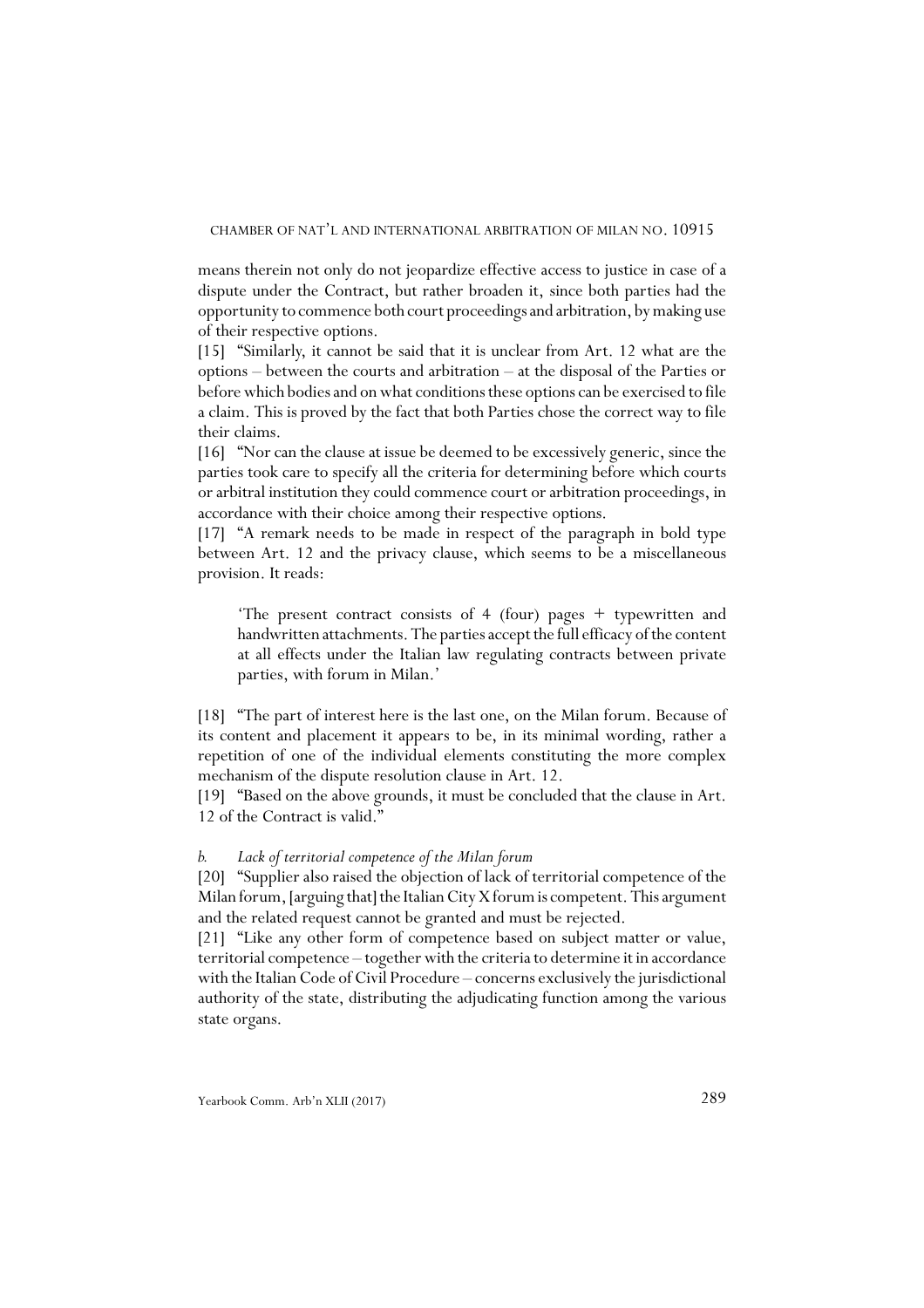means therein not only do not jeopardize effective access to justice in case of a dispute under the Contract, but rather broaden it, since both parties had the opportunity to commence both court proceedings and arbitration, by making use of their respective options.

[15] "Similarly, it cannot be said that it is unclear from Art. 12 what are the options – between the courts and arbitration – at the disposal of the Parties or before which bodies and on what conditions these options can be exercised to file a claim. This is proved by the fact that both Parties chose the correct way to file their claims.

[16] "Nor can the clause at issue be deemed to be excessively generic, since the parties took care to specify all the criteria for determining before which courts or arbitral institution they could commence court or arbitration proceedings, in accordance with their choice among their respective options.

[17] "A remark needs to be made in respect of the paragraph in bold type between Art. 12 and the privacy clause, which seems to be a miscellaneous provision. It reads:

> 'The present contract consists of 4 (four) pages + typewritten and handwritten attachments. The parties accept the full efficacy of the content at all effects under the Italian law regulating contracts between private parties, with forum in Milan.'

[18] "The part of interest here is the last one, on the Milan forum. Because of its content and placement it appears to be, in its minimal wording, rather a repetition of one of the individual elements constituting the more complex mechanism of the dispute resolution clause in Art. 12.

[19] "Based on the above grounds, it must be concluded that the clause in Art. 12 of the Contract is valid."

*b. Lack of territorial competence of the Milan forum*

[20] "Supplier also raised the objection of lack of territorial competence of the Milan forum, [arguing that] the Italian City X forum is competent. This argument and the related request cannot be granted and must be rejected.

[21] "Like any other form of competence based on subject matter or value, territorial competence – together with the criteria to determine it in accordance with the Italian Code of Civil Procedure – concerns exclusively the jurisdictional authority of the state, distributing the adjudicating function among the various state organs.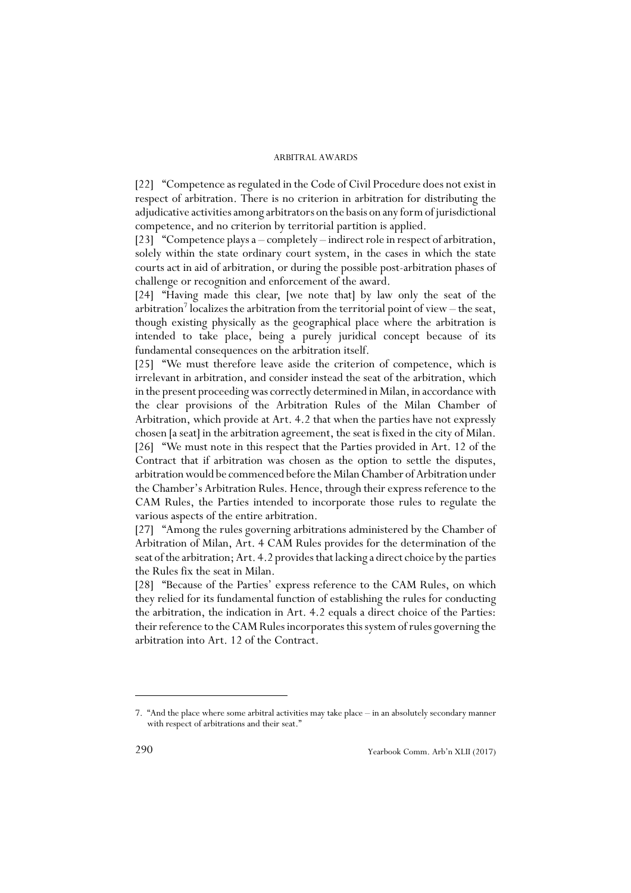[22] "Competence as regulated in the Code of Civil Procedure does not exist in respect of arbitration. There is no criterion in arbitration for distributing the adjudicative activities among arbitrators on the basis on any form of jurisdictional competence, and no criterion by territorial partition is applied.

[23] "Competence plays a – completely – indirect role in respect of arbitration, solely within the state ordinary court system, in the cases in which the state courts act in aid of arbitration, or during the possible post-arbitration phases of challenge or recognition and enforcement of the award.

[24] "Having made this clear, [we note that] by law only the seat of the arbitration[7] localizes the arbitration from the territorial point of view – the seat, though existing physically as the geographical place where the arbitration is intended to take place, being a purely juridical concept because of its fundamental consequences on the arbitration itself.

[25] "We must therefore leave aside the criterion of competence, which is irrelevant in arbitration, and consider instead the seat of the arbitration, which in the present proceeding was correctly determined in Milan, in accordance with the clear provisions of the Arbitration Rules of the Milan Chamber of Arbitration, which provide at Art. 4.2 that when the parties have not expressly chosen [a seat] in the arbitration agreement, the seat is fixed in the city of Milan.

[26] "We must note in this respect that the Parties provided in Art. 12 of the Contract that if arbitration was chosen as the option to settle the disputes, arbitration would be commenced before the Milan Chamber of Arbitration under the Chamber's Arbitration Rules. Hence, through their express reference to the CAM Rules, the Parties intended to incorporate those rules to regulate the various aspects of the entire arbitration.

[27] "Among the rules governing arbitrations administered by the Chamber of Arbitration of Milan, Art. 4 CAM Rules provides for the determination of the seat of the arbitration; Art. 4.2 provides that lacking a direct choice by the parties the Rules fix the seat in Milan.

[28] "Because of the Parties' express reference to the CAM Rules, on which they relied for its fundamental function of establishing the rules for conducting the arbitration, the indication in Art. 4.2 equals a direct choice of the Parties: their reference to the CAM Rules incorporates this system of rules governing the arbitration into Art. 12 of the Contract.

---

7. "And the place where some arbitral activities may take place – in an absolutely secondary manner with respect of arbitrations and their seat."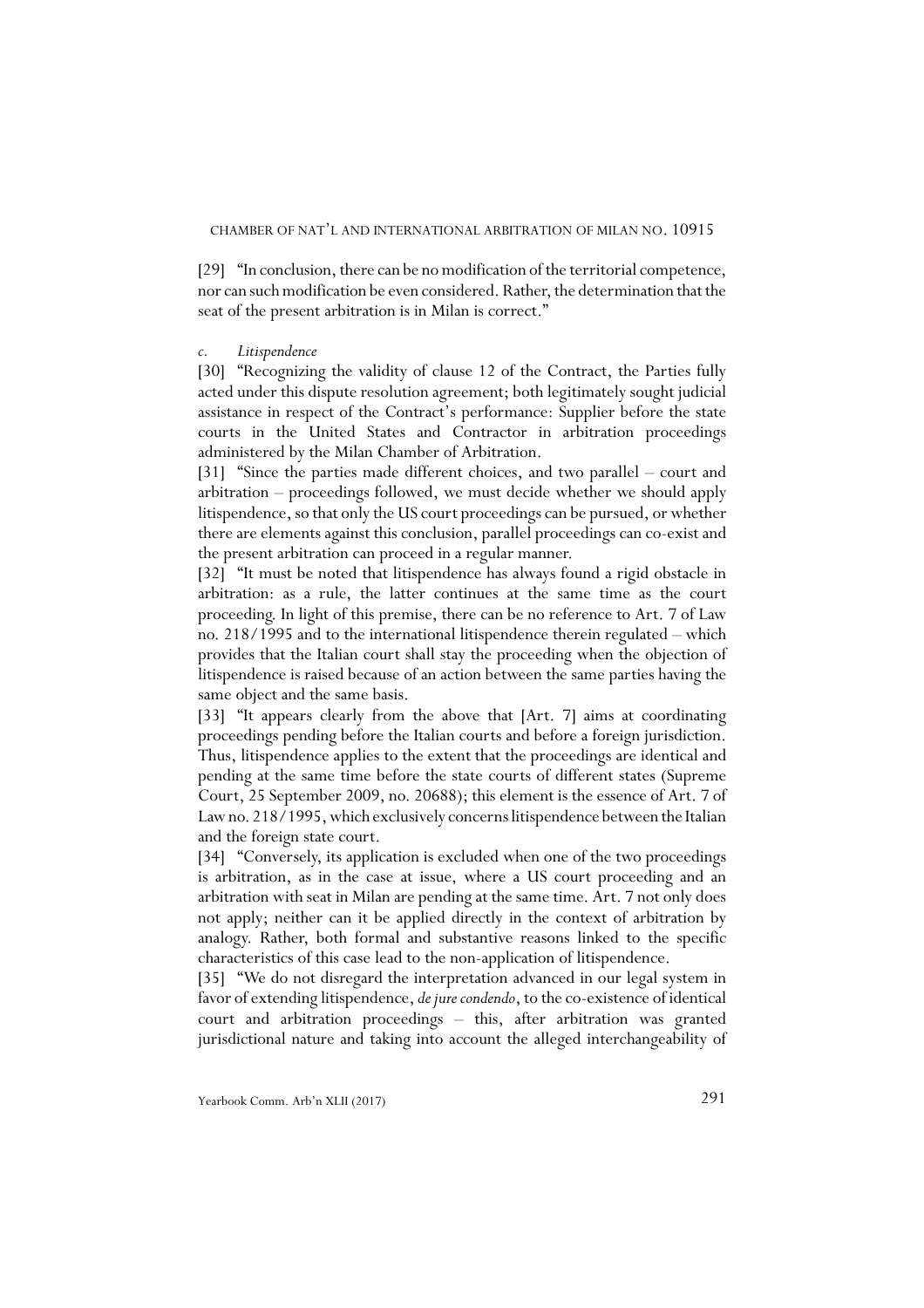[29] "In conclusion, there can be no modification of the territorial competence, nor can such modification be even considered. Rather, the determination that the seat of the present arbitration is in Milan is correct."

*c. Litispendence*

[30] "Recognizing the validity of clause 12 of the Contract, the Parties fully acted under this dispute resolution agreement; both legitimately sought judicial assistance in respect of the Contract's performance: Supplier before the state courts in the United States and Contractor in arbitration proceedings administered by the Milan Chamber of Arbitration.

[31] "Since the parties made different choices, and two parallel – court and arbitration – proceedings followed, we must decide whether we should apply litispendence, so that only the US court proceedings can be pursued, or whether there are elements against this conclusion, parallel proceedings can co-exist and the present arbitration can proceed in a regular manner.

[32] "It must be noted that litispendence has always found a rigid obstacle in arbitration: as a rule, the latter continues at the same time as the court proceeding. In light of this premise, there can be no reference to Art. 7 of Law no. 218/1995 and to the international litispendence therein regulated – which provides that the Italian court shall stay the proceeding when the objection of litispendence is raised because of an action between the same parties having the same object and the same basis.

[33] "It appears clearly from the above that [Art. 7] aims at coordinating proceedings pending before the Italian courts and before a foreign jurisdiction. Thus, litispendence applies to the extent that the proceedings are identical and pending at the same time before the state courts of different states (Supreme Court, 25 September 2009, no. 20688); this element is the essence of Art. 7 of Law no. 218/1995, which exclusively concerns litispendence between the Italian and the foreign state court.

[34] "Conversely, its application is excluded when one of the two proceedings is arbitration, as in the case at issue, where a US court proceeding and an arbitration with seat in Milan are pending at the same time. Art. 7 not only does not apply; neither can it be applied directly in the context of arbitration by analogy. Rather, both formal and substantive reasons linked to the specific characteristics of this case lead to the non-application of litispendence.

[35] "We do not disregard the interpretation advanced in our legal system in favor of extending litispendence, *de jure condendo*, to the co-existence of identical court and arbitration proceedings – this, after arbitration was granted jurisdictional nature and taking into account the alleged interchangeability of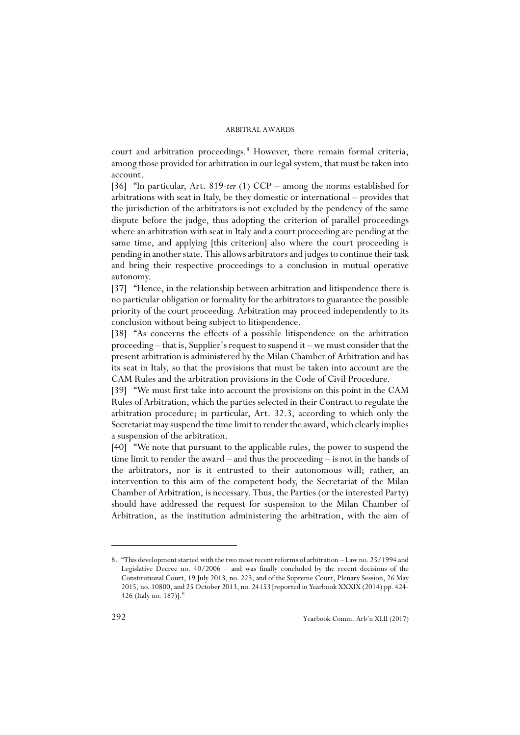court and arbitration proceedings.[8] However, there remain formal criteria, among those provided for arbitration in our legal system, that must be taken into account.

[36] "In particular, Art. 819-*ter* (1) CCP – among the norms established for arbitrations with seat in Italy, be they domestic or international – provides that the jurisdiction of the arbitrators is not excluded by the pendency of the same dispute before the judge, thus adopting the criterion of parallel proceedings where an arbitration with seat in Italy and a court proceeding are pending at the same time, and applying [this criterion] also where the court proceeding is pending in another state. This allows arbitrators and judges to continue their task and bring their respective proceedings to a conclusion in mutual operative autonomy.

[37] "Hence, in the relationship between arbitration and litispendence there is no particular obligation or formality for the arbitrators to guarantee the possible priority of the court proceeding. Arbitration may proceed independently to its conclusion without being subject to litispendence.

[38] "As concerns the effects of a possible litispendence on the arbitration proceeding – that is, Supplier's request to suspend it – we must consider that the present arbitration is administered by the Milan Chamber of Arbitration and has its seat in Italy, so that the provisions that must be taken into account are the CAM Rules and the arbitration provisions in the Code of Civil Procedure.

[39] "We must first take into account the provisions on this point in the CAM Rules of Arbitration, which the parties selected in their Contract to regulate the arbitration procedure; in particular, Art. 32.3, according to which only the Secretariat may suspend the time limit to render the award, which clearly implies a suspension of the arbitration.

[40] "We note that pursuant to the applicable rules, the power to suspend the time limit to render the award – and thus the proceeding – is not in the hands of the arbitrators, nor is it entrusted to their autonomous will; rather, an intervention to this aim of the competent body, the Secretariat of the Milan Chamber of Arbitration, is necessary. Thus, the Parties (or the interested Party) should have addressed the request for suspension to the Milan Chamber of Arbitration, as the institution administering the arbitration, with the aim of

---

8. "This development started with the two most recent reforms of arbitration – Law no. 25/1994 and Legislative Decree no. 40/2006 – and was finally concluded by the recent decisions of the Constitutional Court, 19 July 2013, no. 223, and of the Supreme Court, Plenary Session, 26 May 2015, no. 10800, and 25 October 2013, no. 24153 [reported in Yearbook XXXIX (2014) pp. 424-426 (Italy no. 187)]."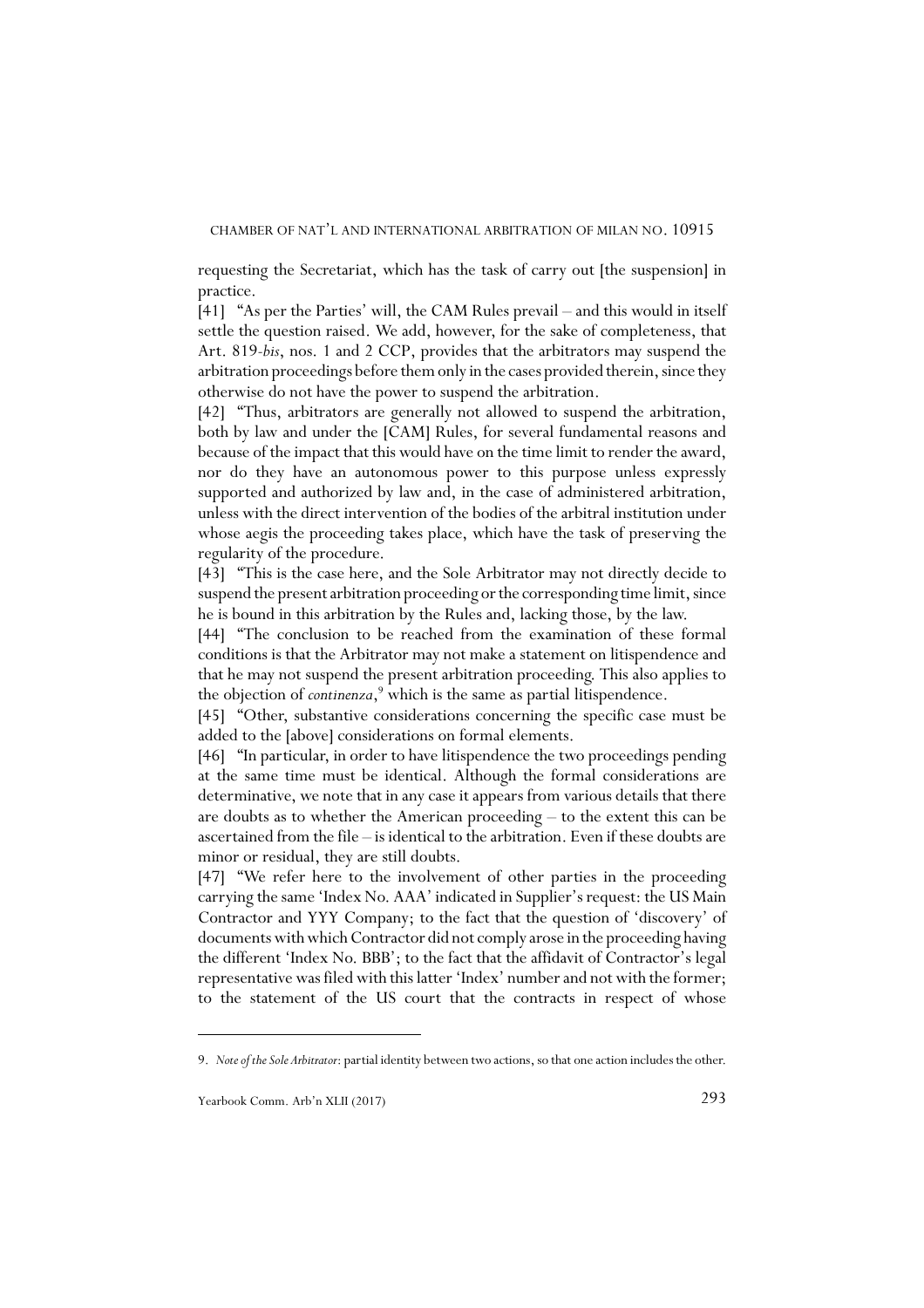requesting the Secretariat, which has the task of carry out [the suspension] in practice.

[41] "As per the Parties' will, the CAM Rules prevail – and this would in itself settle the question raised. We add, however, for the sake of completeness, that Art. 819-*bis*, nos. 1 and 2 CCP, provides that the arbitrators may suspend the arbitration proceedings before them only in the cases provided therein, since they otherwise do not have the power to suspend the arbitration.

[42] "Thus, arbitrators are generally not allowed to suspend the arbitration, both by law and under the [CAM] Rules, for several fundamental reasons and because of the impact that this would have on the time limit to render the award, nor do they have an autonomous power to this purpose unless expressly supported and authorized by law and, in the case of administered arbitration, unless with the direct intervention of the bodies of the arbitral institution under whose aegis the proceeding takes place, which have the task of preserving the regularity of the procedure.

[43] "This is the case here, and the Sole Arbitrator may not directly decide to suspend the present arbitration proceeding or the corresponding time limit, since he is bound in this arbitration by the Rules and, lacking those, by the law.

[44] "The conclusion to be reached from the examination of these formal conditions is that the Arbitrator may not make a statement on litispendence and that he may not suspend the present arbitration proceeding. This also applies to the objection of *continenza*,[9] which is the same as partial litispendence.

[45] "Other, substantive considerations concerning the specific case must be added to the [above] considerations on formal elements.

[46] "In particular, in order to have litispendence the two proceedings pending at the same time must be identical. Although the formal considerations are determinative, we note that in any case it appears from various details that there are doubts as to whether the American proceeding – to the extent this can be ascertained from the file – is identical to the arbitration. Even if these doubts are minor or residual, they are still doubts.

[47] "We refer here to the involvement of other parties in the proceeding carrying the same 'Index No. AAA' indicated in Supplier's request: the US Main Contractor and YYY Company; to the fact that the question of 'discovery' of documents with which Contractor did not comply arose in the proceeding having the different 'Index No. BBB'; to the fact that the affidavit of Contractor's legal representative was filed with this latter 'Index' number and not with the former; to the statement of the US court that the contracts in respect of whose

---

9. *Note of the Sole Arbitrator*: partial identity between two actions, so that one action includes the other.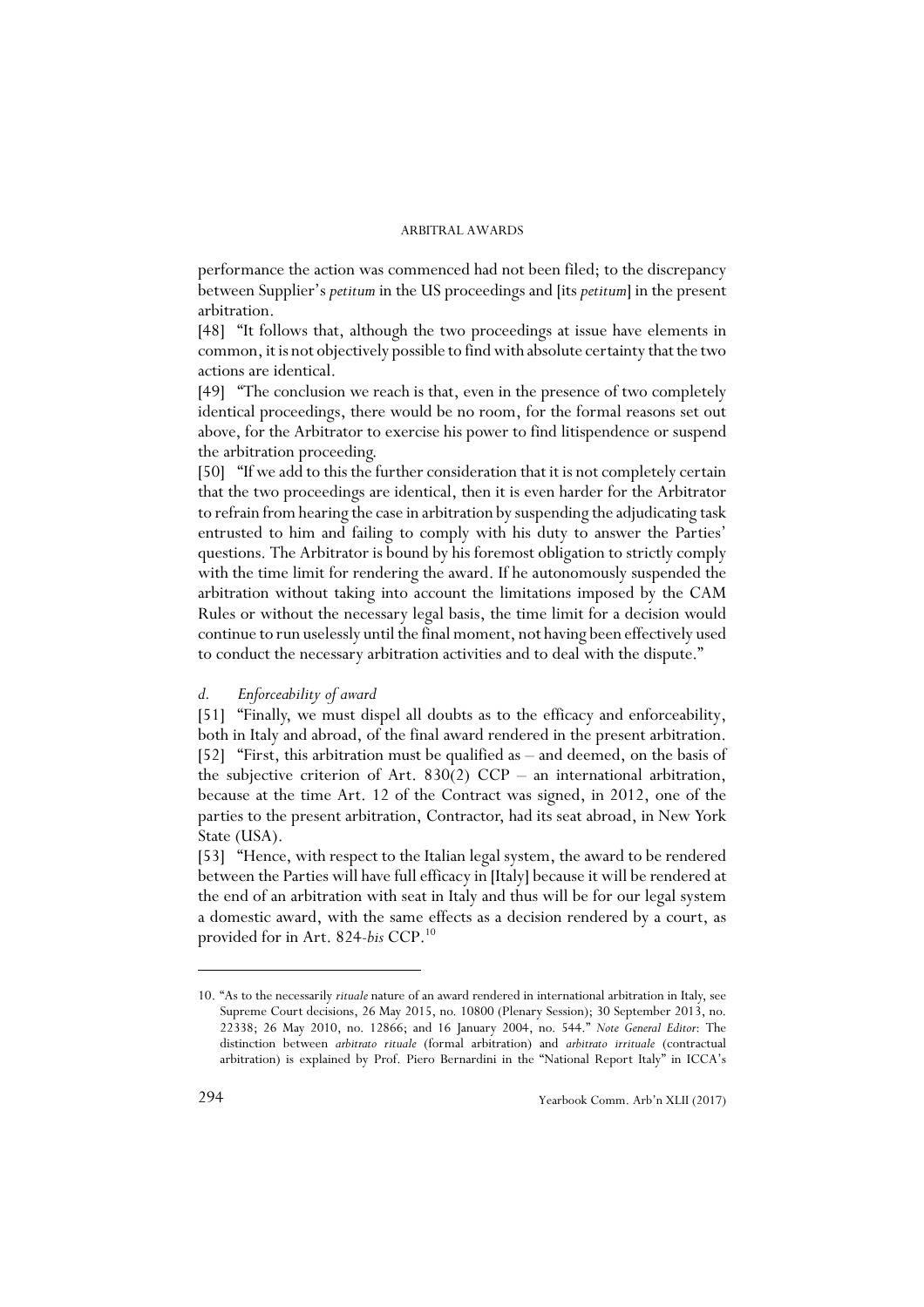performance the action was commenced had not been filed; to the discrepancy between Supplier's *petitum* in the US proceedings and [its *petitum*] in the present arbitration.

[48] "It follows that, although the two proceedings at issue have elements in common, it is not objectively possible to find with absolute certainty that the two actions are identical.

[49] "The conclusion we reach is that, even in the presence of two completely identical proceedings, there would be no room, for the formal reasons set out above, for the Arbitrator to exercise his power to find litispendence or suspend the arbitration proceeding.

[50] "If we add to this the further consideration that it is not completely certain that the two proceedings are identical, then it is even harder for the Arbitrator to refrain from hearing the case in arbitration by suspending the adjudicating task entrusted to him and failing to comply with his duty to answer the Parties' questions. The Arbitrator is bound by his foremost obligation to strictly comply with the time limit for rendering the award. If he autonomously suspended the arbitration without taking into account the limitations imposed by the CAM Rules or without the necessary legal basis, the time limit for a decision would continue to run uselessly until the final moment, not having been effectively used to conduct the necessary arbitration activities and to deal with the dispute."

*d. Enforceability of award*

[51] "Finally, we must dispel all doubts as to the efficacy and enforceability, both in Italy and abroad, of the final award rendered in the present arbitration.

[52] "First, this arbitration must be qualified as – and deemed, on the basis of the subjective criterion of Art. 830(2) CCP – an international arbitration, because at the time Art. 12 of the Contract was signed, in 2012, one of the parties to the present arbitration, Contractor, had its seat abroad, in New York State (USA).

[53] "Hence, with respect to the Italian legal system, the award to be rendered between the Parties will have full efficacy in [Italy] because it will be rendered at the end of an arbitration with seat in Italy and thus will be for our legal system a domestic award, with the same effects as a decision rendered by a court, as provided for in Art. 824-*bis* CCP.[10]

---

10. "As to the necessarily *rituale* nature of an award rendered in international arbitration in Italy, see Supreme Court decisions, 26 May 2015, no. 10800 (Plenary Session); 30 September 2013, no. 22338; 26 May 2010, no. 12866; and 16 January 2004, no. 544." *Note General Editor*: The distinction between *arbitrato rituale* (formal arbitration) and *arbitrato irrituale* (contractual arbitration) is explained by Prof. Piero Bernardini in the "National Report Italy" in ICCA's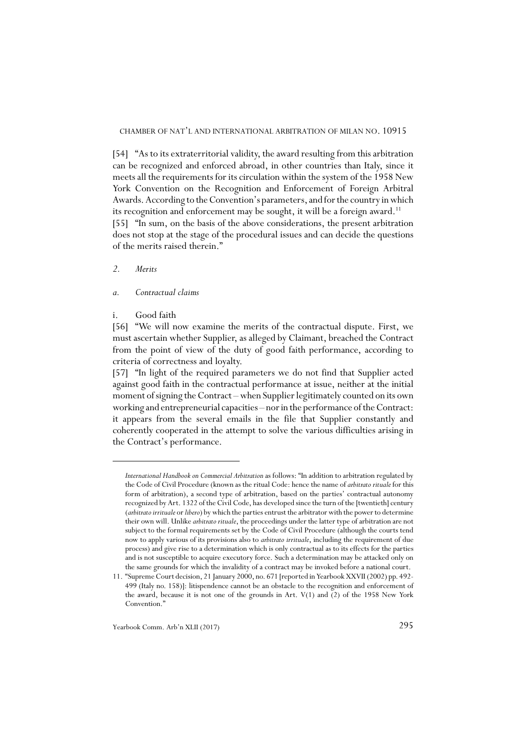[54] "As to its extraterritorial validity, the award resulting from this arbitration can be recognized and enforced abroad, in other countries than Italy, since it meets all the requirements for its circulation within the system of the 1958 New York Convention on the Recognition and Enforcement of Foreign Arbitral Awards. According to the Convention's parameters, and for the country in which its recognition and enforcement may be sought, it will be a foreign award.[11]

[55] "In sum, on the basis of the above considerations, the present arbitration does not stop at the stage of the procedural issues and can decide the questions of the merits raised therein."

*2. Merits*

*a. Contractual claims*

i. Good faith

[56] "We will now examine the merits of the contractual dispute. First, we must ascertain whether Supplier, as alleged by Claimant, breached the Contract from the point of view of the duty of good faith performance, according to criteria of correctness and loyalty.

[57] "In light of the required parameters we do not find that Supplier acted against good faith in the contractual performance at issue, neither at the initial moment of signing the Contract – when Supplier legitimately counted on its own working and entrepreneurial capacities – nor in the performance of the Contract: it appears from the several emails in the file that Supplier constantly and coherently cooperated in the attempt to solve the various difficulties arising in the Contract's performance.

---

*International Handbook on Commercial Arbitration* as follows: "In addition to arbitration regulated by the Code of Civil Procedure (known as the ritual Code: hence the name of *arbitrato rituale* for this form of arbitration), a second type of arbitration, based on the parties' contractual autonomy recognized by Art. 1322 of the Civil Code, has developed since the turn of the [twentieth] century (*arbitrato irrituale* or *libero*) by which the parties entrust the arbitrator with the power to determine their own will. Unlike *arbitrato rituale*, the proceedings under the latter type of arbitration are not subject to the formal requirements set by the Code of Civil Procedure (although the courts tend now to apply various of its provisions also to *arbitrato irrituale*, including the requirement of due process) and give rise to a determination which is only contractual as to its effects for the parties and is not susceptible to acquire executory force. Such a determination may be attacked only on the same grounds for which the invalidity of a contract may be invoked before a national court.

11. "Supreme Court decision, 21 January 2000, no. 671 [reported in Yearbook XXVII (2002) pp. 492-499 (Italy no. 158)]: litispendence cannot be an obstacle to the recognition and enforcement of the award, because it is not one of the grounds in Art. V(1) and (2) of the 1958 New York Convention."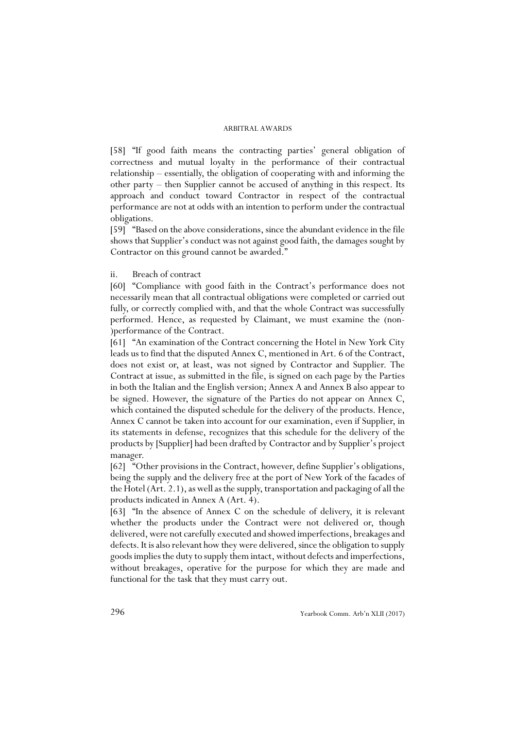[58] "If good faith means the contracting parties' general obligation of correctness and mutual loyalty in the performance of their contractual relationship – essentially, the obligation of cooperating with and informing the other party – then Supplier cannot be accused of anything in this respect. Its approach and conduct toward Contractor in respect of the contractual performance are not at odds with an intention to perform under the contractual obligations.

[59] "Based on the above considerations, since the abundant evidence in the file shows that Supplier's conduct was not against good faith, the damages sought by Contractor on this ground cannot be awarded."

ii. Breach of contract

[60] "Compliance with good faith in the Contract's performance does not necessarily mean that all contractual obligations were completed or carried out fully, or correctly complied with, and that the whole Contract was successfully performed. Hence, as requested by Claimant, we must examine the (non-)performance of the Contract.

[61] "An examination of the Contract concerning the Hotel in New York City leads us to find that the disputed Annex C, mentioned in Art. 6 of the Contract, does not exist or, at least, was not signed by Contractor and Supplier. The Contract at issue, as submitted in the file, is signed on each page by the Parties in both the Italian and the English version; Annex A and Annex B also appear to be signed. However, the signature of the Parties do not appear on Annex C, which contained the disputed schedule for the delivery of the products. Hence, Annex C cannot be taken into account for our examination, even if Supplier, in its statements in defense, recognizes that this schedule for the delivery of the products by [Supplier] had been drafted by Contractor and by Supplier's project manager.

[62] "Other provisions in the Contract, however, define Supplier's obligations, being the supply and the delivery free at the port of New York of the facades of the Hotel (Art. 2.1), as well as the supply, transportation and packaging of all the products indicated in Annex A (Art. 4).

[63] "In the absence of Annex C on the schedule of delivery, it is relevant whether the products under the Contract were not delivered or, though delivered, were not carefully executed and showed imperfections, breakages and defects. It is also relevant how they were delivered, since the obligation to supply goods implies the duty to supply them intact, without defects and imperfections, without breakages, operative for the purpose for which they are made and functional for the task that they must carry out.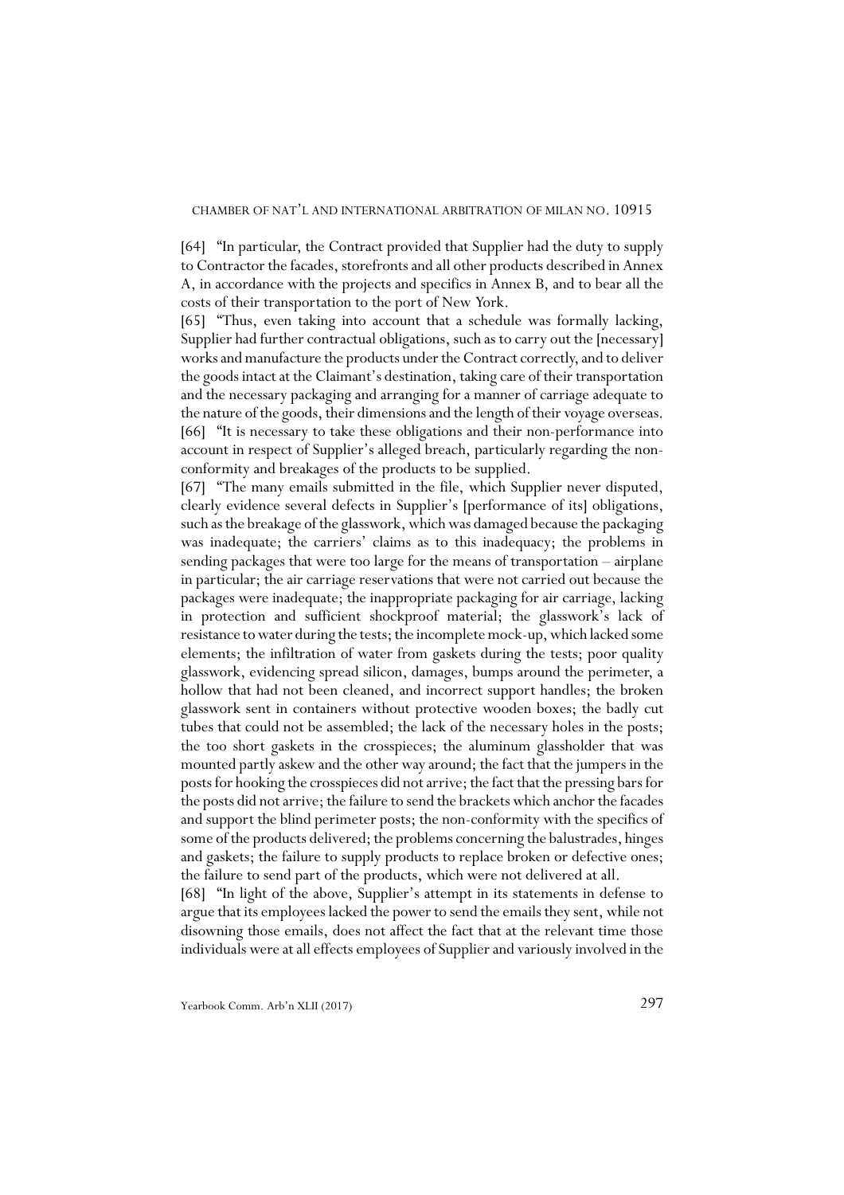[64] "In particular, the Contract provided that Supplier had the duty to supply to Contractor the facades, storefronts and all other products described in Annex A, in accordance with the projects and specifics in Annex B, and to bear all the costs of their transportation to the port of New York.

[65] "Thus, even taking into account that a schedule was formally lacking, Supplier had further contractual obligations, such as to carry out the [necessary] works and manufacture the products under the Contract correctly, and to deliver the goods intact at the Claimant's destination, taking care of their transportation and the necessary packaging and arranging for a manner of carriage adequate to the nature of the goods, their dimensions and the length of their voyage overseas.

[66] "It is necessary to take these obligations and their non-performance into account in respect of Supplier's alleged breach, particularly regarding the non-conformity and breakages of the products to be supplied.

[67] "The many emails submitted in the file, which Supplier never disputed, clearly evidence several defects in Supplier's [performance of its] obligations, such as the breakage of the glasswork, which was damaged because the packaging was inadequate; the carriers' claims as to this inadequacy; the problems in sending packages that were too large for the means of transportation – airplane in particular; the air carriage reservations that were not carried out because the packages were inadequate; the inappropriate packaging for air carriage, lacking in protection and sufficient shockproof material; the glasswork's lack of resistance to water during the tests; the incomplete mock-up, which lacked some elements; the infiltration of water from gaskets during the tests; poor quality glasswork, evidencing spread silicon, damages, bumps around the perimeter, a hollow that had not been cleaned, and incorrect support handles; the broken glasswork sent in containers without protective wooden boxes; the badly cut tubes that could not be assembled; the lack of the necessary holes in the posts; the too short gaskets in the crosspieces; the aluminum glassholder that was mounted partly askew and the other way around; the fact that the jumpers in the posts for hooking the crosspieces did not arrive; the fact that the pressing bars for the posts did not arrive; the failure to send the brackets which anchor the facades and support the blind perimeter posts; the non-conformity with the specifics of some of the products delivered; the problems concerning the balustrades, hinges and gaskets; the failure to supply products to replace broken or defective ones; the failure to send part of the products, which were not delivered at all.

[68] "In light of the above, Supplier's attempt in its statements in defense to argue that its employees lacked the power to send the emails they sent, while not disowning those emails, does not affect the fact that at the relevant time those individuals were at all effects employees of Supplier and variously involved in the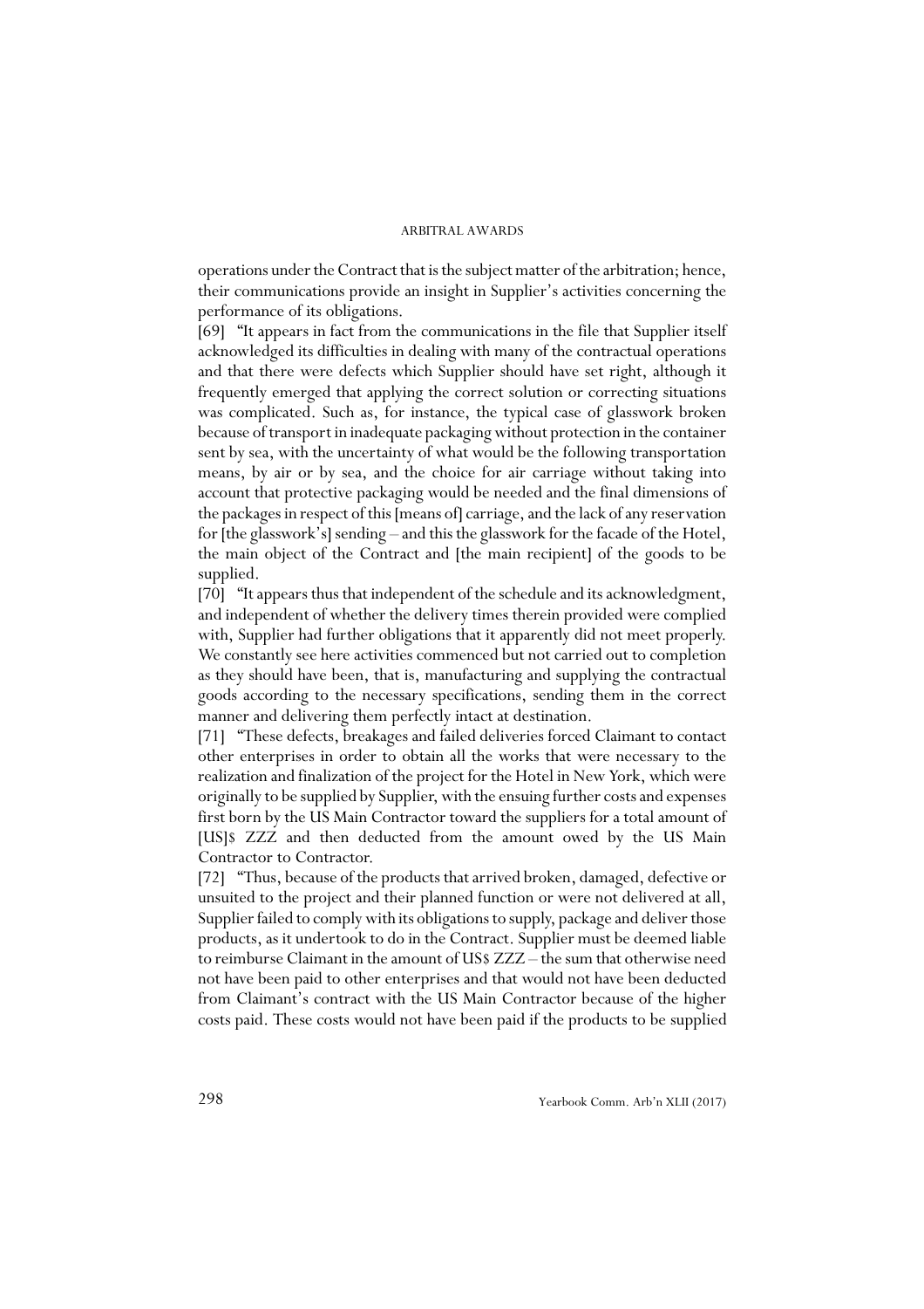operations under the Contract that is the subject matter of the arbitration; hence, their communications provide an insight in Supplier's activities concerning the performance of its obligations.

[69] "It appears in fact from the communications in the file that Supplier itself acknowledged its difficulties in dealing with many of the contractual operations and that there were defects which Supplier should have set right, although it frequently emerged that applying the correct solution or correcting situations was complicated. Such as, for instance, the typical case of glasswork broken because of transport in inadequate packaging without protection in the container sent by sea, with the uncertainty of what would be the following transportation means, by air or by sea, and the choice for air carriage without taking into account that protective packaging would be needed and the final dimensions of the packages in respect of this [means of] carriage, and the lack of any reservation for [the glasswork's] sending – and this the glasswork for the facade of the Hotel, the main object of the Contract and [the main recipient] of the goods to be supplied.

[70] "It appears thus that independent of the schedule and its acknowledgment, and independent of whether the delivery times therein provided were complied with, Supplier had further obligations that it apparently did not meet properly. We constantly see here activities commenced but not carried out to completion as they should have been, that is, manufacturing and supplying the contractual goods according to the necessary specifications, sending them in the correct manner and delivering them perfectly intact at destination.

[71] "These defects, breakages and failed deliveries forced Claimant to contact other enterprises in order to obtain all the works that were necessary to the realization and finalization of the project for the Hotel in New York, which were originally to be supplied by Supplier, with the ensuing further costs and expenses first born by the US Main Contractor toward the suppliers for a total amount of [US]$ ZZZ and then deducted from the amount owed by the US Main Contractor to Contractor.

[72] "Thus, because of the products that arrived broken, damaged, defective or unsuited to the project and their planned function or were not delivered at all, Supplier failed to comply with its obligations to supply, package and deliver those products, as it undertook to do in the Contract. Supplier must be deemed liable to reimburse Claimant in the amount of US$ ZZZ – the sum that otherwise need not have been paid to other enterprises and that would not have been deducted from Claimant's contract with the US Main Contractor because of the higher costs paid. These costs would not have been paid if the products to be supplied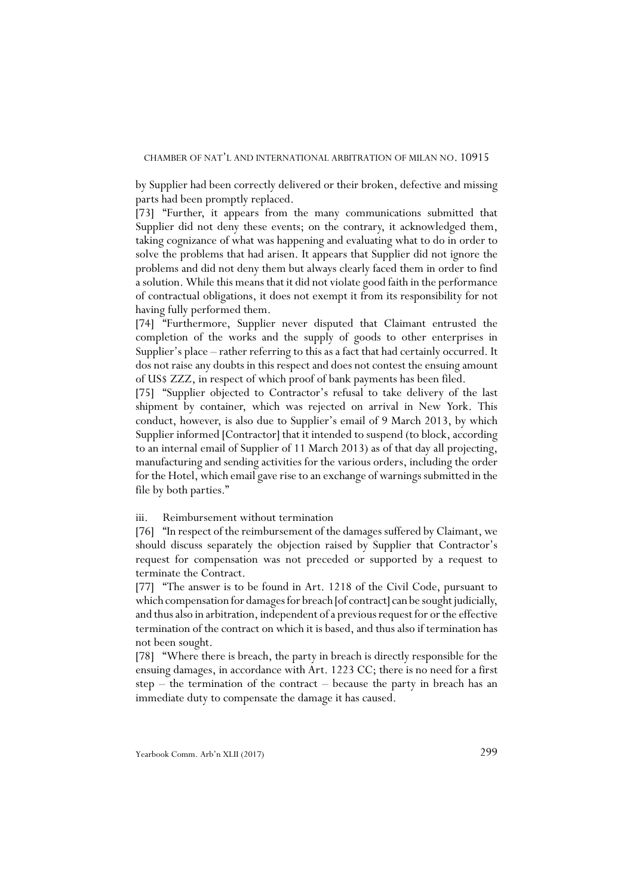by Supplier had been correctly delivered or their broken, defective and missing parts had been promptly replaced.

[73] "Further, it appears from the many communications submitted that Supplier did not deny these events; on the contrary, it acknowledged them, taking cognizance of what was happening and evaluating what to do in order to solve the problems that had arisen. It appears that Supplier did not ignore the problems and did not deny them but always clearly faced them in order to find a solution. While this means that it did not violate good faith in the performance of contractual obligations, it does not exempt it from its responsibility for not having fully performed them.

[74] "Furthermore, Supplier never disputed that Claimant entrusted the completion of the works and the supply of goods to other enterprises in Supplier's place – rather referring to this as a fact that had certainly occurred. It dos not raise any doubts in this respect and does not contest the ensuing amount of US$ ZZZ, in respect of which proof of bank payments has been filed.

[75] "Supplier objected to Contractor's refusal to take delivery of the last shipment by container, which was rejected on arrival in New York. This conduct, however, is also due to Supplier's email of 9 March 2013, by which Supplier informed [Contractor] that it intended to suspend (to block, according to an internal email of Supplier of 11 March 2013) as of that day all projecting, manufacturing and sending activities for the various orders, including the order for the Hotel, which email gave rise to an exchange of warnings submitted in the file by both parties."

iii. Reimbursement without termination

[76] "In respect of the reimbursement of the damages suffered by Claimant, we should discuss separately the objection raised by Supplier that Contractor's request for compensation was not preceded or supported by a request to terminate the Contract.

[77] "The answer is to be found in Art. 1218 of the Civil Code, pursuant to which compensation for damages for breach [of contract] can be sought judicially, and thus also in arbitration, independent of a previous request for or the effective termination of the contract on which it is based, and thus also if termination has not been sought.

[78] "Where there is breach, the party in breach is directly responsible for the ensuing damages, in accordance with Art. 1223 CC; there is no need for a first step – the termination of the contract – because the party in breach has an immediate duty to compensate the damage it has caused.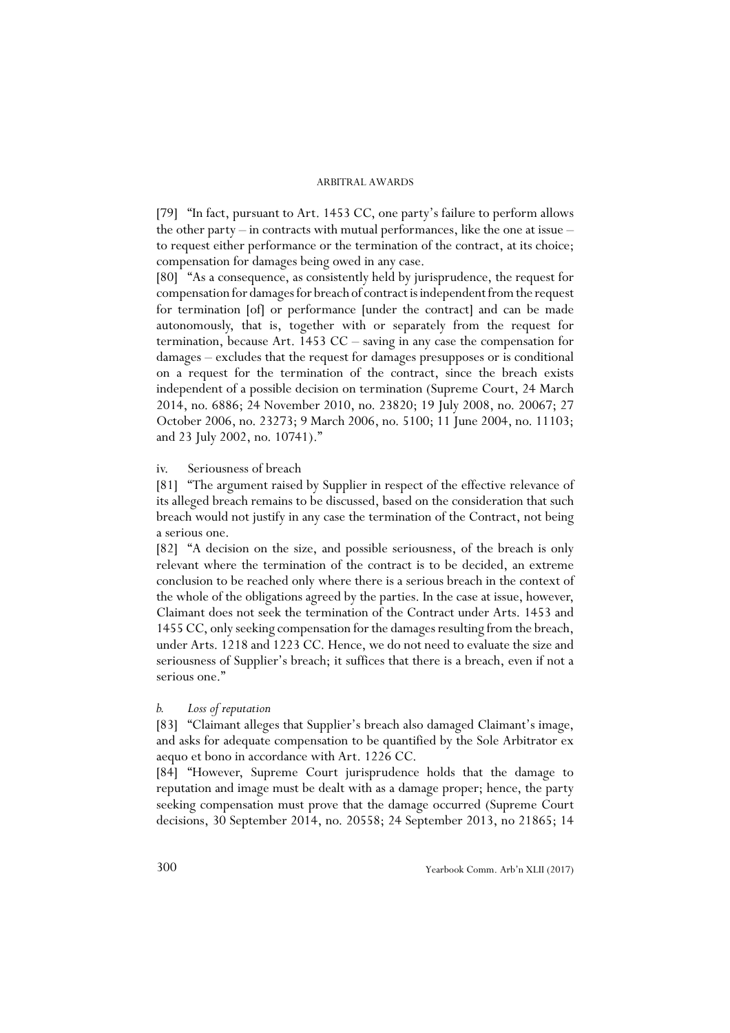[79] "In fact, pursuant to Art. 1453 CC, one party's failure to perform allows the other party – in contracts with mutual performances, like the one at issue – to request either performance or the termination of the contract, at its choice; compensation for damages being owed in any case.

[80] "As a consequence, as consistently held by jurisprudence, the request for compensation for damages for breach of contract is independent from the request for termination [of] or performance [under the contract] and can be made autonomously, that is, together with or separately from the request for termination, because Art. 1453 CC – saving in any case the compensation for damages – excludes that the request for damages presupposes or is conditional on a request for the termination of the contract, since the breach exists independent of a possible decision on termination (Supreme Court, 24 March 2014, no. 6886; 24 November 2010, no. 23820; 19 July 2008, no. 20067; 27 October 2006, no. 23273; 9 March 2006, no. 5100; 11 June 2004, no. 11103; and 23 July 2002, no. 10741)."

iv. Seriousness of breach

[81] "The argument raised by Supplier in respect of the effective relevance of its alleged breach remains to be discussed, based on the consideration that such breach would not justify in any case the termination of the Contract, not being a serious one.

[82] "A decision on the size, and possible seriousness, of the breach is only relevant where the termination of the contract is to be decided, an extreme conclusion to be reached only where there is a serious breach in the context of the whole of the obligations agreed by the parties. In the case at issue, however, Claimant does not seek the termination of the Contract under Arts. 1453 and 1455 CC, only seeking compensation for the damages resulting from the breach, under Arts. 1218 and 1223 CC. Hence, we do not need to evaluate the size and seriousness of Supplier's breach; it suffices that there is a breach, even if not a serious one."

*b. Loss of reputation*

[83] "Claimant alleges that Supplier's breach also damaged Claimant's image, and asks for adequate compensation to be quantified by the Sole Arbitrator ex aequo et bono in accordance with Art. 1226 CC.

[84] "However, Supreme Court jurisprudence holds that the damage to reputation and image must be dealt with as a damage proper; hence, the party seeking compensation must prove that the damage occurred (Supreme Court decisions, 30 September 2014, no. 20558; 24 September 2013, no 21865; 14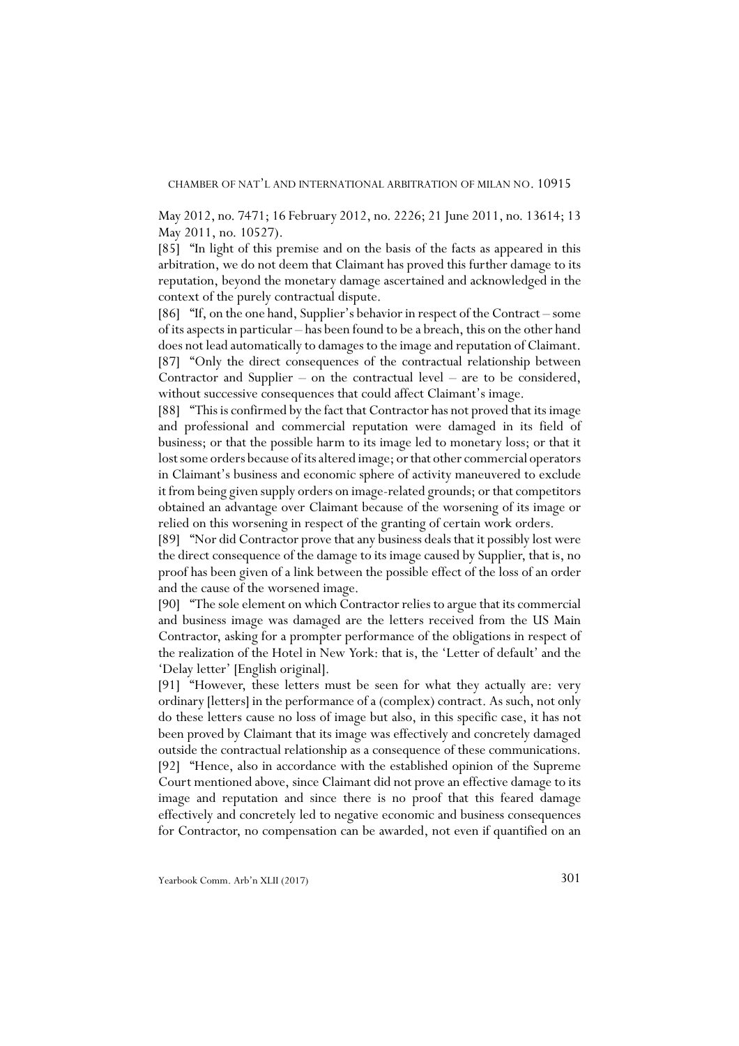May 2012, no. 7471; 16 February 2012, no. 2226; 21 June 2011, no. 13614; 13 May 2011, no. 10527).

[85] "In light of this premise and on the basis of the facts as appeared in this arbitration, we do not deem that Claimant has proved this further damage to its reputation, beyond the monetary damage ascertained and acknowledged in the context of the purely contractual dispute.

[86] "If, on the one hand, Supplier's behavior in respect of the Contract – some of its aspects in particular – has been found to be a breach, this on the other hand does not lead automatically to damages to the image and reputation of Claimant.

[87] "Only the direct consequences of the contractual relationship between Contractor and Supplier – on the contractual level – are to be considered, without successive consequences that could affect Claimant's image.

[88] "This is confirmed by the fact that Contractor has not proved that its image and professional and commercial reputation were damaged in its field of business; or that the possible harm to its image led to monetary loss; or that it lost some orders because of its altered image; or that other commercial operators in Claimant's business and economic sphere of activity maneuvered to exclude it from being given supply orders on image-related grounds; or that competitors obtained an advantage over Claimant because of the worsening of its image or relied on this worsening in respect of the granting of certain work orders.

[89] "Nor did Contractor prove that any business deals that it possibly lost were the direct consequence of the damage to its image caused by Supplier, that is, no proof has been given of a link between the possible effect of the loss of an order and the cause of the worsened image.

[90] "The sole element on which Contractor relies to argue that its commercial and business image was damaged are the letters received from the US Main Contractor, asking for a prompter performance of the obligations in respect of the realization of the Hotel in New York: that is, the 'Letter of default' and the 'Delay letter' [English original].

[91] "However, these letters must be seen for what they actually are: very ordinary [letters] in the performance of a (complex) contract. As such, not only do these letters cause no loss of image but also, in this specific case, it has not been proved by Claimant that its image was effectively and concretely damaged outside the contractual relationship as a consequence of these communications.

[92] "Hence, also in accordance with the established opinion of the Supreme Court mentioned above, since Claimant did not prove an effective damage to its image and reputation and since there is no proof that this feared damage effectively and concretely led to negative economic and business consequences for Contractor, no compensation can be awarded, not even if quantified on an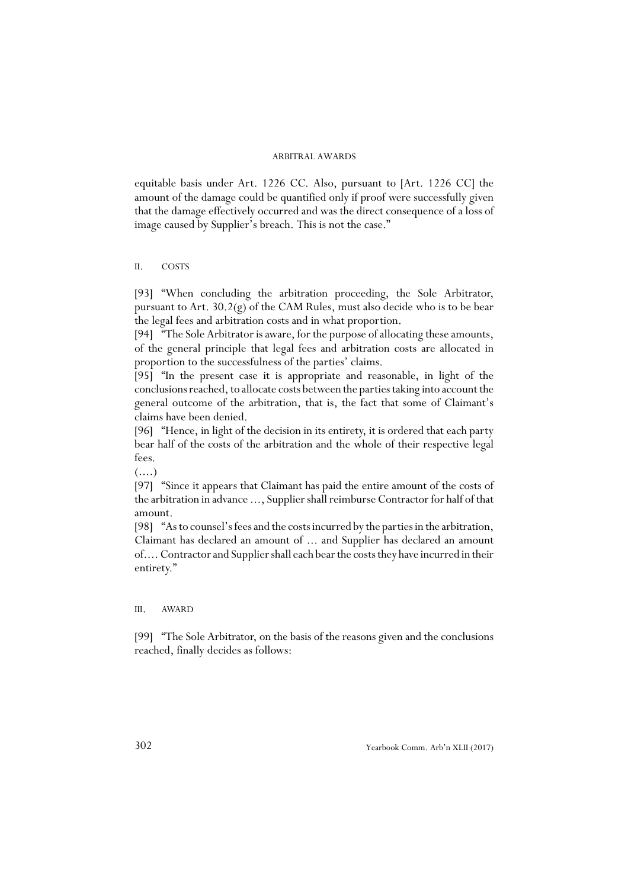equitable basis under Art. 1226 CC. Also, pursuant to [Art. 1226 CC] the amount of the damage could be quantified only if proof were successfully given that the damage effectively occurred and was the direct consequence of a loss of image caused by Supplier's breach. This is not the case."

## II. COSTS

[93] "When concluding the arbitration proceeding, the Sole Arbitrator, pursuant to Art. 30.2(g) of the CAM Rules, must also decide who is to be bear the legal fees and arbitration costs and in what proportion.

[94] "The Sole Arbitrator is aware, for the purpose of allocating these amounts, of the general principle that legal fees and arbitration costs are allocated in proportion to the successfulness of the parties' claims.

[95] "In the present case it is appropriate and reasonable, in light of the conclusions reached, to allocate costs between the parties taking into account the general outcome of the arbitration, that is, the fact that some of Claimant's claims have been denied.

[96] "Hence, in light of the decision in its entirety, it is ordered that each party bear half of the costs of the arbitration and the whole of their respective legal fees.

(....)

[97] "Since it appears that Claimant has paid the entire amount of the costs of the arbitration in advance ..., Supplier shall reimburse Contractor for half of that amount.

[98] "As to counsel's fees and the costs incurred by the parties in the arbitration, Claimant has declared an amount of ... and Supplier has declared an amount of.... Contractor and Supplier shall each bear the costs they have incurred in their entirety."

## III. AWARD

[99] "The Sole Arbitrator, on the basis of the reasons given and the conclusions reached, finally decides as follows: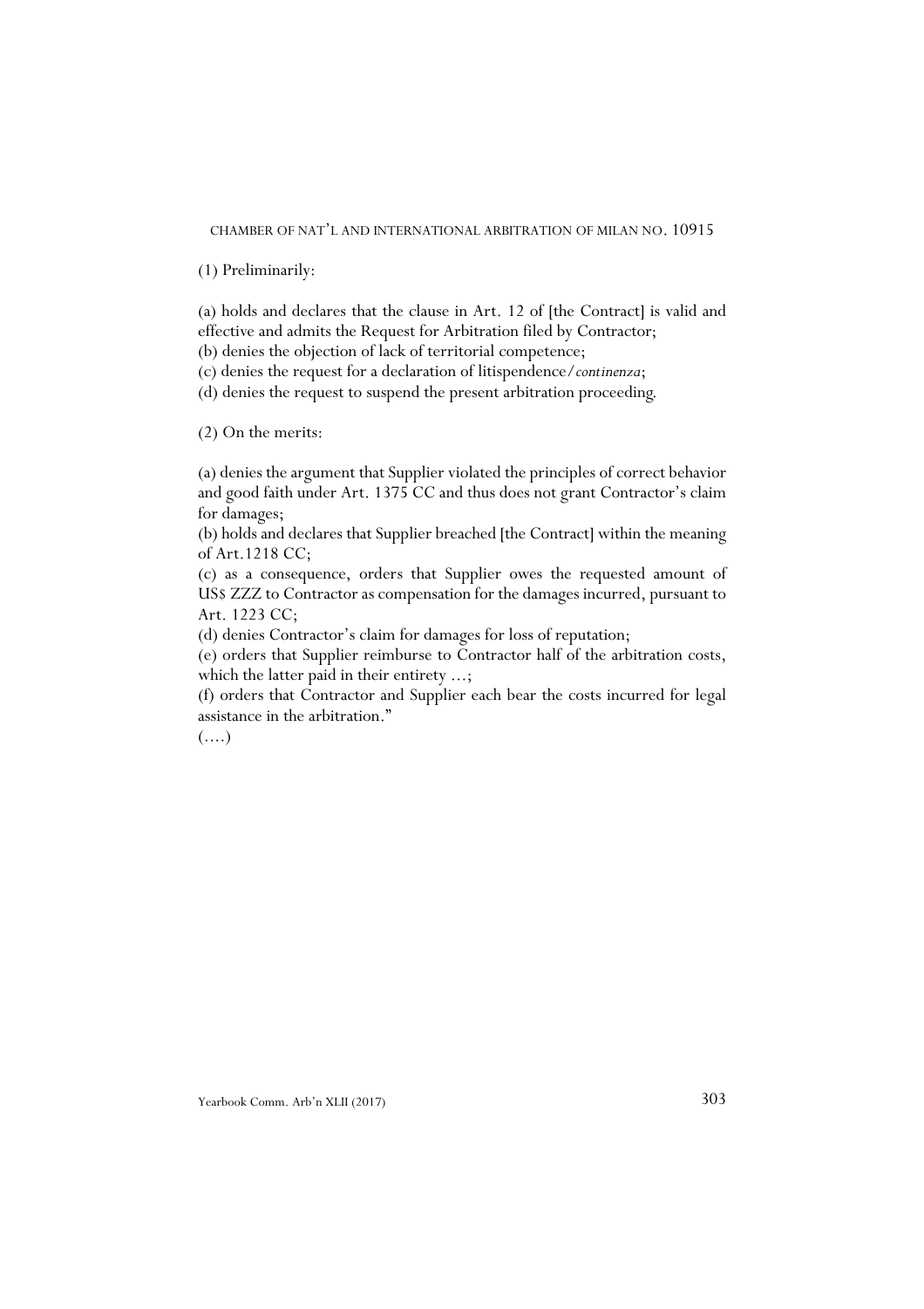(1) Preliminarily:

(a) holds and declares that the clause in Art. 12 of [the Contract] is valid and effective and admits the Request for Arbitration filed by Contractor;
(b) denies the objection of lack of territorial competence;
(c) denies the request for a declaration of litispendence/*continenza*;
(d) denies the request to suspend the present arbitration proceeding.

(2) On the merits:

(a) denies the argument that Supplier violated the principles of correct behavior and good faith under Art. 1375 CC and thus does not grant Contractor's claim for damages;
(b) holds and declares that Supplier breached [the Contract] within the meaning of Art.1218 CC;
(c) as a consequence, orders that Supplier owes the requested amount of US$ ZZZ to Contractor as compensation for the damages incurred, pursuant to Art. 1223 CC;
(d) denies Contractor's claim for damages for loss of reputation;
(e) orders that Supplier reimburse to Contractor half of the arbitration costs, which the latter paid in their entirety ...;
(f) orders that Contractor and Supplier each bear the costs incurred for legal assistance in the arbitration."
(....)